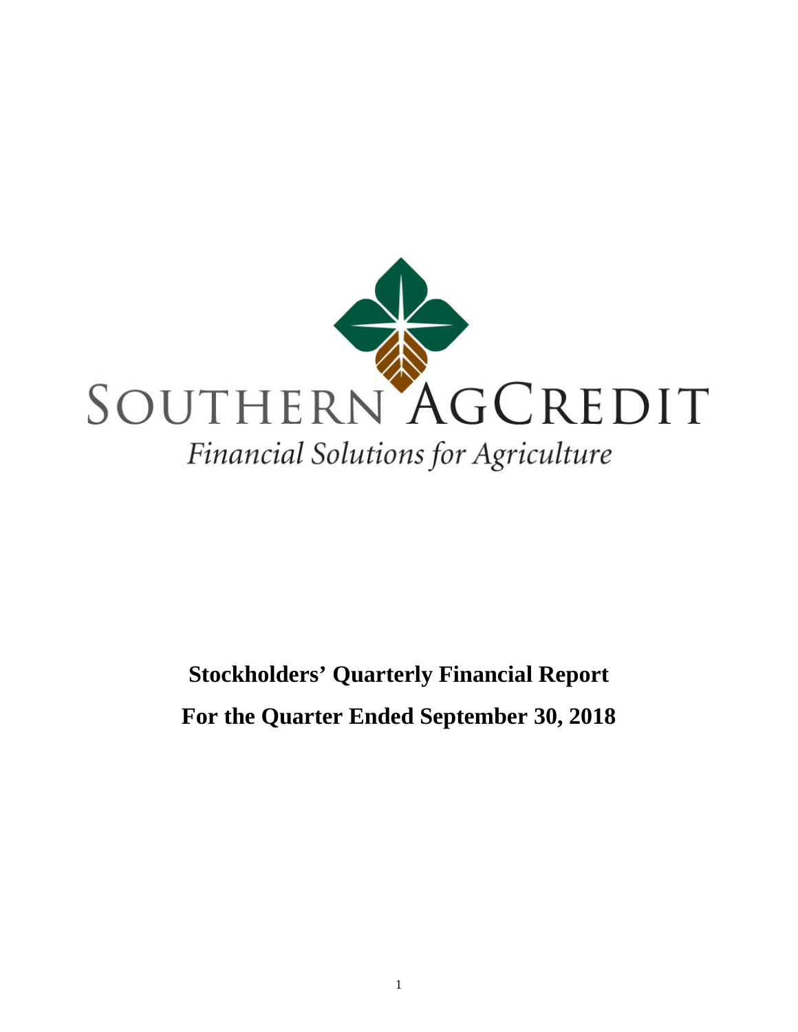SOUTHERN AGCREDIT

*Financial Solutions for Agriculture*

**Stockholders' Quarterly Financial Report**

**For the Quarter Ended September 30, 2018**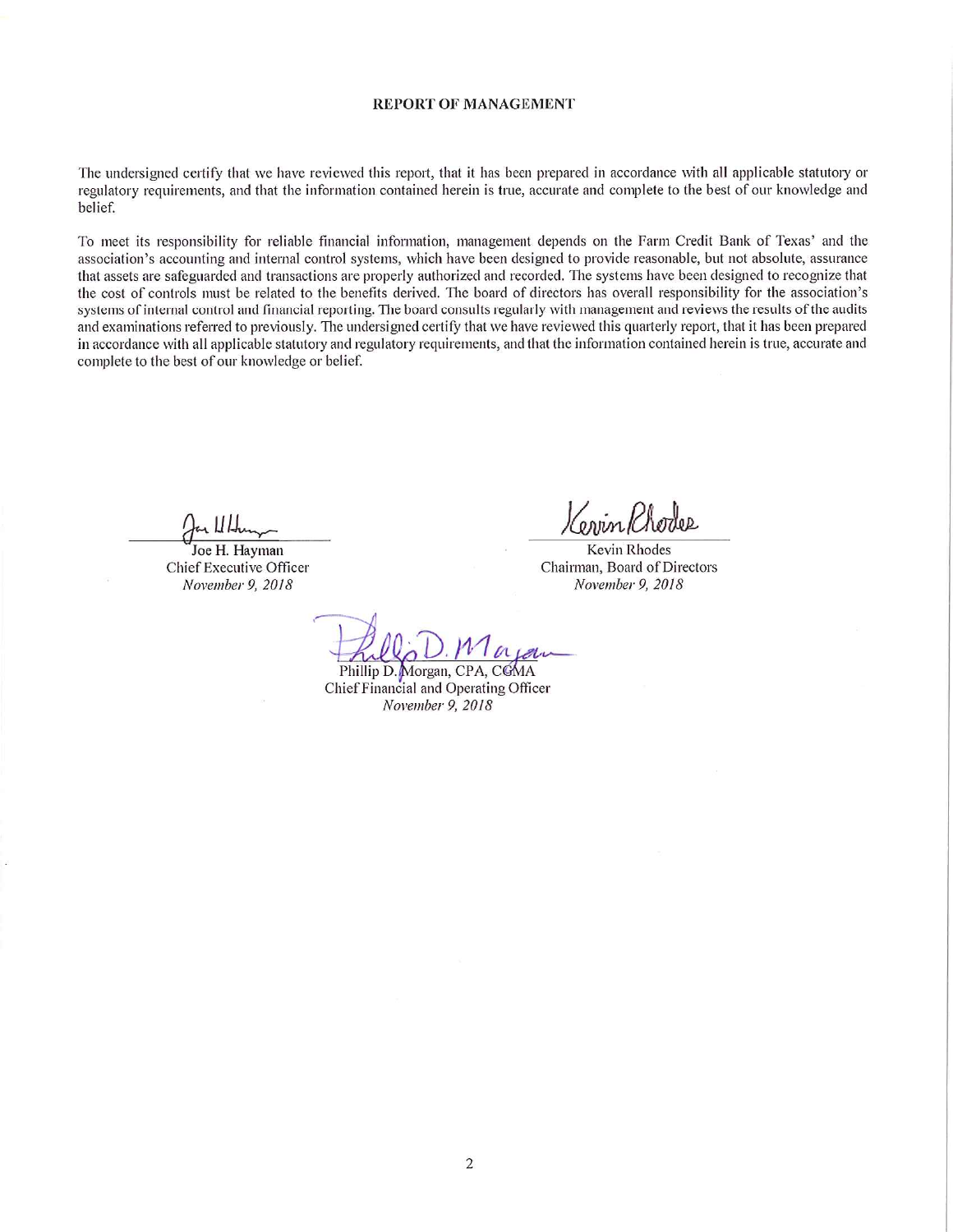# REPORT OF MANAGEMENT

The undersigned certify that we have reviewed this report, that it has been prepared in accordance with all applicable statutory or regulatory requirements, and that the information contained herein is true, accurate and complete to the best of our knowledge and belief.

To meet its responsibility for reliable financial information, management depends on the Farm Credit Bank of Texas' and the association's accounting and internal control systems, which have been designed to provide reasonable, but not absolute, assurance that assets are safeguarded and transactions are properly authorized and recorded. The systems have been designed to recognize that the cost of controls must be related to the benefits derived. The board of directors has overall responsibility for the association's systems of internal control and financial reporting. The board consults regularly with management and reviews the results of the audits and examinations referred to previously. The undersigned certify that we have reviewed this quarterly report, that it has been prepared in accordance with all applicable statutory and regulatory requirements, and that the information contained herein is true, accurate and complete to the best of our knowledge or belief.

Joe H. Hayman
Chief Executive Officer
*November 9, 2018*

Kevin Rhodes
Chairman, Board of Directors
*November 9, 2018*

Phillip D. Morgan, CPA, CGMA
Chief Financial and Operating Officer
*November 9, 2018*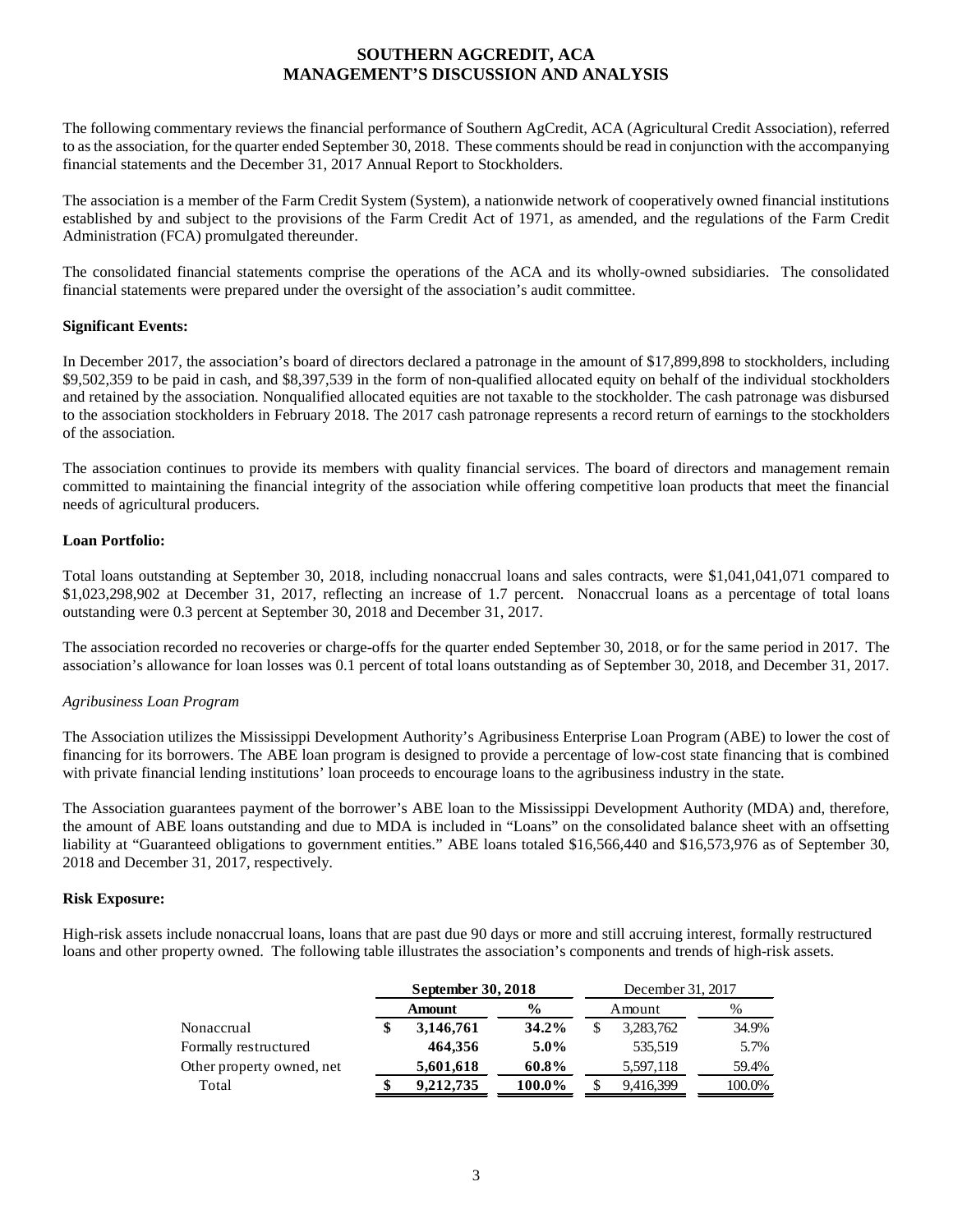# SOUTHERN AGCREDIT, ACA
## MANAGEMENT'S DISCUSSION AND ANALYSIS

The following commentary reviews the financial performance of Southern AgCredit, ACA (Agricultural Credit Association), referred to as the association, for the quarter ended September 30, 2018. These comments should be read in conjunction with the accompanying financial statements and the December 31, 2017 Annual Report to Stockholders.

The association is a member of the Farm Credit System (System), a nationwide network of cooperatively owned financial institutions established by and subject to the provisions of the Farm Credit Act of 1971, as amended, and the regulations of the Farm Credit Administration (FCA) promulgated thereunder.

The consolidated financial statements comprise the operations of the ACA and its wholly-owned subsidiaries. The consolidated financial statements were prepared under the oversight of the association's audit committee.

**Significant Events:**

In December 2017, the association's board of directors declared a patronage in the amount of $17,899,898 to stockholders, including $9,502,359 to be paid in cash, and $8,397,539 in the form of non-qualified allocated equity on behalf of the individual stockholders and retained by the association. Nonqualified allocated equities are not taxable to the stockholder. The cash patronage was disbursed to the association stockholders in February 2018. The 2017 cash patronage represents a record return of earnings to the stockholders of the association.

The association continues to provide its members with quality financial services. The board of directors and management remain committed to maintaining the financial integrity of the association while offering competitive loan products that meet the financial needs of agricultural producers.

**Loan Portfolio:**

Total loans outstanding at September 30, 2018, including nonaccrual loans and sales contracts, were $1,041,041,071 compared to $1,023,298,902 at December 31, 2017, reflecting an increase of 1.7 percent. Nonaccrual loans as a percentage of total loans outstanding were 0.3 percent at September 30, 2018 and December 31, 2017.

The association recorded no recoveries or charge-offs for the quarter ended September 30, 2018, or for the same period in 2017. The association's allowance for loan losses was 0.1 percent of total loans outstanding as of September 30, 2018, and December 31, 2017.

*Agribusiness Loan Program*

The Association utilizes the Mississippi Development Authority's Agribusiness Enterprise Loan Program (ABE) to lower the cost of financing for its borrowers. The ABE loan program is designed to provide a percentage of low-cost state financing that is combined with private financial lending institutions' loan proceeds to encourage loans to the agribusiness industry in the state.

The Association guarantees payment of the borrower's ABE loan to the Mississippi Development Authority (MDA) and, therefore, the amount of ABE loans outstanding and due to MDA is included in "Loans" on the consolidated balance sheet with an offsetting liability at "Guaranteed obligations to government entities." ABE loans totaled $16,566,440 and $16,573,976 as of September 30, 2018 and December 31, 2017, respectively.

**Risk Exposure:**

High-risk assets include nonaccrual loans, loans that are past due 90 days or more and still accruing interest, formally restructured loans and other property owned. The following table illustrates the association's components and trends of high-risk assets.

| | **September 30, 2018** | | December 31, 2017 | |
|---|---|---|---|---|
| | **Amount** | **%** | Amount | % |
| Nonaccrual | **$ 3,146,761** | **34.2%** | $ 3,283,762 | 34.9% |
| Formally restructured | **464,356** | **5.0%** | 535,519 | 5.7% |
| Other property owned, net | **5,601,618** | **60.8%** | 5,597,118 | 59.4% |
| Total | **$ 9,212,735** | **100.0%** | $ 9,416,399 | 100.0% |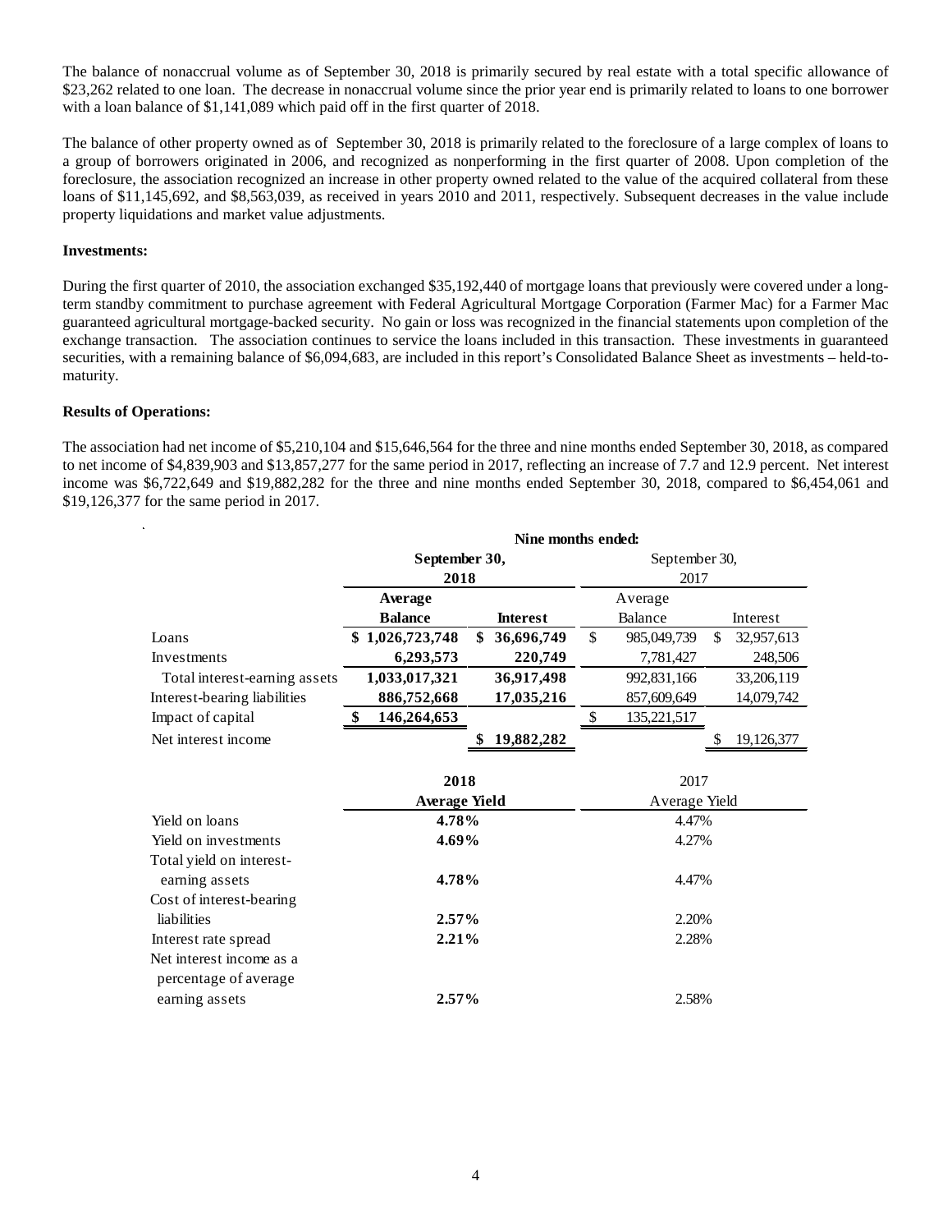The balance of nonaccrual volume as of September 30, 2018 is primarily secured by real estate with a total specific allowance of $23,262 related to one loan. The decrease in nonaccrual volume since the prior year end is primarily related to loans to one borrower with a loan balance of $1,141,089 which paid off in the first quarter of 2018.

The balance of other property owned as of September 30, 2018 is primarily related to the foreclosure of a large complex of loans to a group of borrowers originated in 2006, and recognized as nonperforming in the first quarter of 2008. Upon completion of the foreclosure, the association recognized an increase in other property owned related to the value of the acquired collateral from these loans of $11,145,692, and $8,563,039, as received in years 2010 and 2011, respectively. Subsequent decreases in the value include property liquidations and market value adjustments.

**Investments:**

During the first quarter of 2010, the association exchanged $35,192,440 of mortgage loans that previously were covered under a long-term standby commitment to purchase agreement with Federal Agricultural Mortgage Corporation (Farmer Mac) for a Farmer Mac guaranteed agricultural mortgage-backed security. No gain or loss was recognized in the financial statements upon completion of the exchange transaction. The association continues to service the loans included in this transaction. These investments in guaranteed securities, with a remaining balance of $6,094,683, are included in this report's Consolidated Balance Sheet as investments – held-to-maturity.

**Results of Operations:**

The association had net income of $5,210,104 and $15,646,564 for the three and nine months ended September 30, 2018, as compared to net income of $4,839,903 and $13,857,277 for the same period in 2017, reflecting an increase of 7.7 and 12.9 percent. Net interest income was $6,722,649 and $19,882,282 for the three and nine months ended September 30, 2018, compared to $6,454,061 and $19,126,377 for the same period in 2017.

| | **Nine months ended:** | | | |
|---|---|---|---|---|
| | **September 30, 2018** | | September 30, 2017 | |
| | **Average Balance** | **Interest** | Average Balance | Interest |
| Loans | **$ 1,026,723,748** | **$ 36,696,749** | $ 985,049,739 | $ 32,957,613 |
| Investments | **6,293,573** | **220,749** | 7,781,427 | 248,506 |
| Total interest-earning assets | **1,033,017,321** | **36,917,498** | 992,831,166 | 33,206,119 |
| Interest-bearing liabilities | **886,752,668** | **17,035,216** | 857,609,649 | 14,079,742 |
| Impact of capital | **$ 146,264,653** | | $ 135,221,517 | |
| Net interest income | | **$ 19,882,282** | | $ 19,126,377 |

| | **2018** | 2017 |
|---|---|---|
| | **Average Yield** | Average Yield |
| Yield on loans | **4.78%** | 4.47% |
| Yield on investments | **4.69%** | 4.27% |
| Total yield on interest-earning assets | **4.78%** | 4.47% |
| Cost of interest-bearing liabilities | **2.57%** | 2.20% |
| Interest rate spread | **2.21%** | 2.28% |
| Net interest income as a percentage of average earning assets | **2.57%** | 2.58% |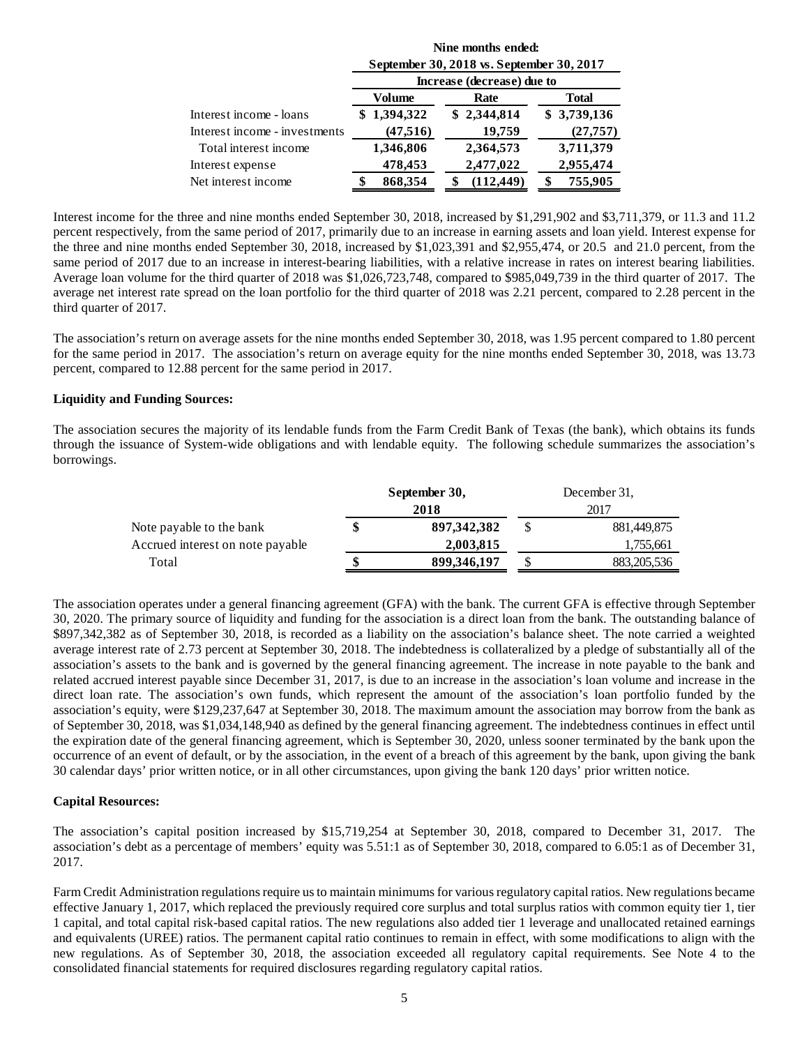| | Nine months ended: September 30, 2018 vs. September 30, 2017 | | |
|---|---|---|---|
| | Increase (decrease) due to | | |
| | Volume | Rate | Total |
| Interest income - loans | $ 1,394,322 | $ 2,344,814 | $ 3,739,136 |
| Interest income - investments | (47,516) | 19,759 | (27,757) |
| Total interest income | 1,346,806 | 2,364,573 | 3,711,379 |
| Interest expense | 478,453 | 2,477,022 | 2,955,474 |
| Net interest income | $ 868,354 | $ (112,449) | $ 755,905 |

Interest income for the three and nine months ended September 30, 2018, increased by $1,291,902 and $3,711,379, or 11.3 and 11.2 percent respectively, from the same period of 2017, primarily due to an increase in earning assets and loan yield. Interest expense for the three and nine months ended September 30, 2018, increased by $1,023,391 and $2,955,474, or 20.5 and 21.0 percent, from the same period of 2017 due to an increase in interest-bearing liabilities, with a relative increase in rates on interest bearing liabilities. Average loan volume for the third quarter of 2018 was $1,026,723,748, compared to $985,049,739 in the third quarter of 2017. The average net interest rate spread on the loan portfolio for the third quarter of 2018 was 2.21 percent, compared to 2.28 percent in the third quarter of 2017.

The association's return on average assets for the nine months ended September 30, 2018, was 1.95 percent compared to 1.80 percent for the same period in 2017. The association's return on average equity for the nine months ended September 30, 2018, was 13.73 percent, compared to 12.88 percent for the same period in 2017.

**Liquidity and Funding Sources:**

The association secures the majority of its lendable funds from the Farm Credit Bank of Texas (the bank), which obtains its funds through the issuance of System-wide obligations and with lendable equity. The following schedule summarizes the association's borrowings.

| | September 30, 2018 | December 31, 2017 |
|---|---|---|
| Note payable to the bank | $ 897,342,382 | $ 881,449,875 |
| Accrued interest on note payable | 2,003,815 | 1,755,661 |
| Total | $ 899,346,197 | $ 883,205,536 |

The association operates under a general financing agreement (GFA) with the bank. The current GFA is effective through September 30, 2020. The primary source of liquidity and funding for the association is a direct loan from the bank. The outstanding balance of $897,342,382 as of September 30, 2018, is recorded as a liability on the association's balance sheet. The note carried a weighted average interest rate of 2.73 percent at September 30, 2018. The indebtedness is collateralized by a pledge of substantially all of the association's assets to the bank and is governed by the general financing agreement. The increase in note payable to the bank and related accrued interest payable since December 31, 2017, is due to an increase in the association's loan volume and increase in the direct loan rate. The association's own funds, which represent the amount of the association's loan portfolio funded by the association's equity, were $129,237,647 at September 30, 2018. The maximum amount the association may borrow from the bank as of September 30, 2018, was $1,034,148,940 as defined by the general financing agreement. The indebtedness continues in effect until the expiration date of the general financing agreement, which is September 30, 2020, unless sooner terminated by the bank upon the occurrence of an event of default, or by the association, in the event of a breach of this agreement by the bank, upon giving the bank 30 calendar days' prior written notice, or in all other circumstances, upon giving the bank 120 days' prior written notice.

**Capital Resources:**

The association's capital position increased by $15,719,254 at September 30, 2018, compared to December 31, 2017. The association's debt as a percentage of members' equity was 5.51:1 as of September 30, 2018, compared to 6.05:1 as of December 31, 2017.

Farm Credit Administration regulations require us to maintain minimums for various regulatory capital ratios. New regulations became effective January 1, 2017, which replaced the previously required core surplus and total surplus ratios with common equity tier 1, tier 1 capital, and total capital risk-based capital ratios. The new regulations also added tier 1 leverage and unallocated retained earnings and equivalents (UREE) ratios. The permanent capital ratio continues to remain in effect, with some modifications to align with the new regulations. As of September 30, 2018, the association exceeded all regulatory capital requirements. See Note 4 to the consolidated financial statements for required disclosures regarding regulatory capital ratios.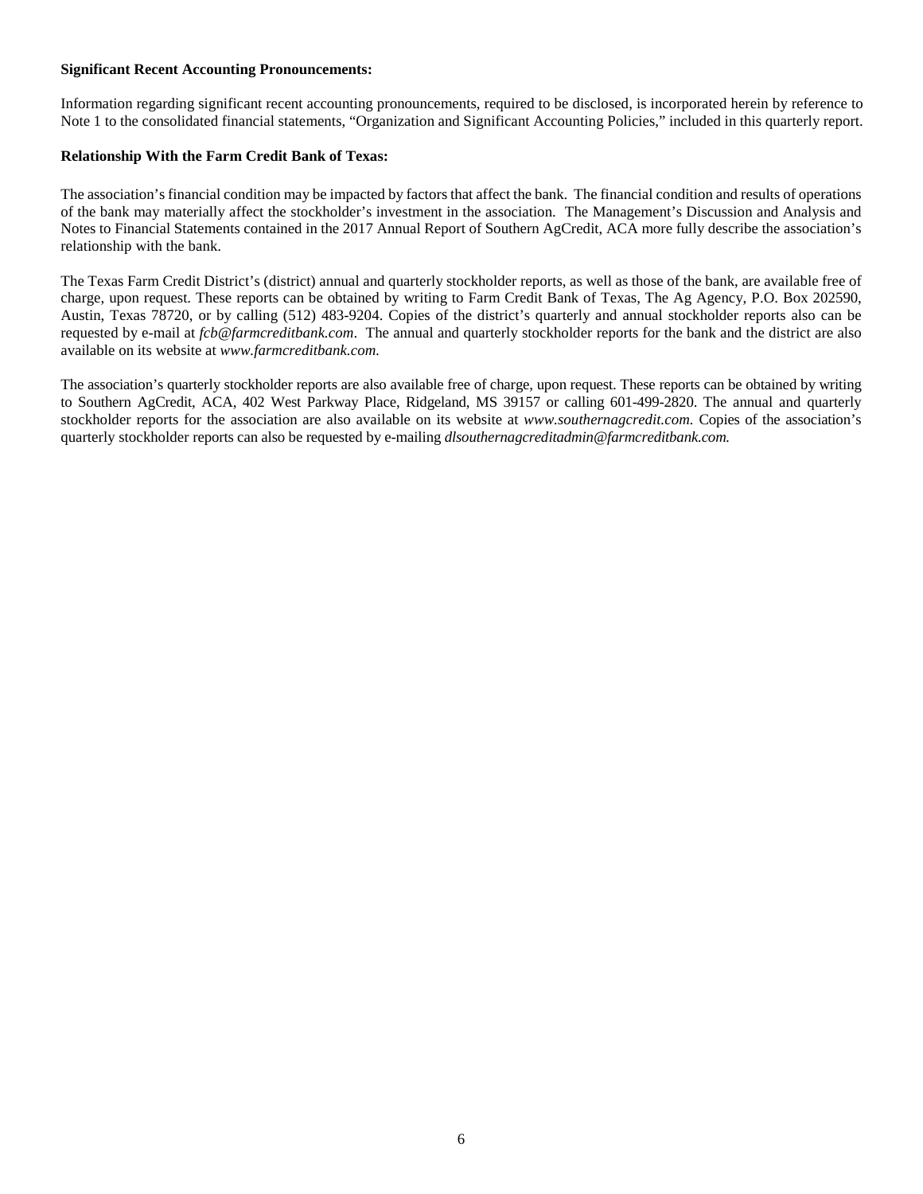**Significant Recent Accounting Pronouncements:**

Information regarding significant recent accounting pronouncements, required to be disclosed, is incorporated herein by reference to Note 1 to the consolidated financial statements, "Organization and Significant Accounting Policies," included in this quarterly report.

**Relationship With the Farm Credit Bank of Texas:**

The association's financial condition may be impacted by factors that affect the bank. The financial condition and results of operations of the bank may materially affect the stockholder's investment in the association. The Management's Discussion and Analysis and Notes to Financial Statements contained in the 2017 Annual Report of Southern AgCredit, ACA more fully describe the association's relationship with the bank.

The Texas Farm Credit District's (district) annual and quarterly stockholder reports, as well as those of the bank, are available free of charge, upon request. These reports can be obtained by writing to Farm Credit Bank of Texas, The Ag Agency, P.O. Box 202590, Austin, Texas 78720, or by calling (512) 483-9204. Copies of the district's quarterly and annual stockholder reports also can be requested by e-mail at *fcb@farmcreditbank.com*. The annual and quarterly stockholder reports for the bank and the district are also available on its website at *www.farmcreditbank.com.*

The association's quarterly stockholder reports are also available free of charge, upon request. These reports can be obtained by writing to Southern AgCredit, ACA, 402 West Parkway Place, Ridgeland, MS 39157 or calling 601-499-2820. The annual and quarterly stockholder reports for the association are also available on its website at *www.southernagcredit.com*. Copies of the association's quarterly stockholder reports can also be requested by e-mailing *dlsouthernagcreditadmin@farmcreditbank.com.*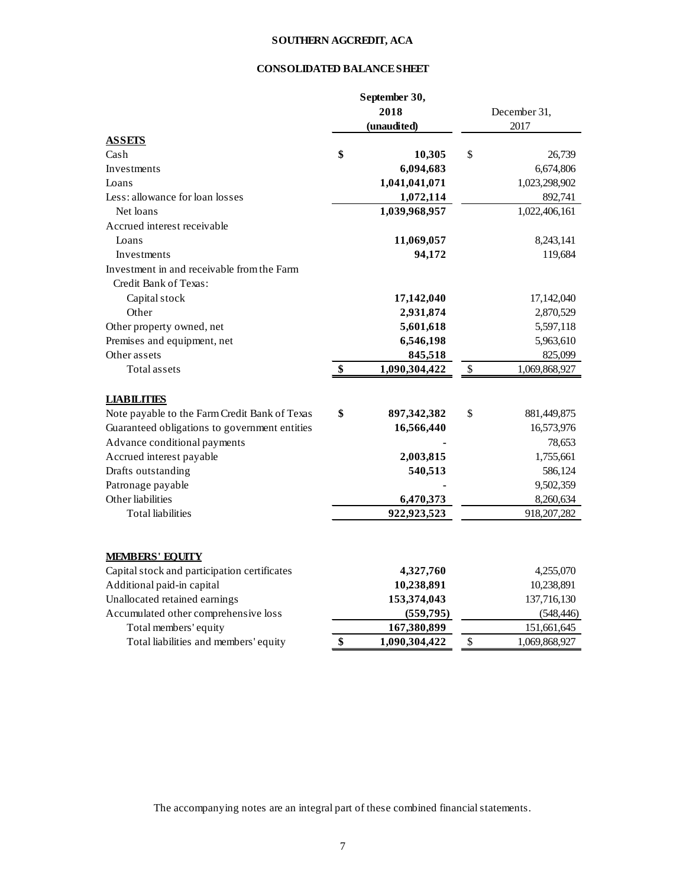# SOUTHERN AGCREDIT, ACA

## CONSOLIDATED BALANCE SHEET

| | September 30, 2018 (unaudited) | December 31, 2017 |
|---|---|---|
| **ASSETS** | | |
| Cash | $ 10,305 | $ 26,739 |
| Investments | 6,094,683 | 6,674,806 |
| Loans | 1,041,041,071 | 1,023,298,902 |
| Less: allowance for loan losses | 1,072,114 | 892,741 |
| Net loans | 1,039,968,957 | 1,022,406,161 |
| Accrued interest receivable | | |
| Loans | 11,069,057 | 8,243,141 |
| Investments | 94,172 | 119,684 |
| Investment in and receivable from the Farm Credit Bank of Texas: | | |
| Capital stock | 17,142,040 | 17,142,040 |
| Other | 2,931,874 | 2,870,529 |
| Other property owned, net | 5,601,618 | 5,597,118 |
| Premises and equipment, net | 6,546,198 | 5,963,610 |
| Other assets | 845,518 | 825,099 |
| Total assets | $ 1,090,304,422 | $ 1,069,868,927 |
| **LIABILITIES** | | |
| Note payable to the Farm Credit Bank of Texas | $ 897,342,382 | $ 881,449,875 |
| Guaranteed obligations to government entities | 16,566,440 | 16,573,976 |
| Advance conditional payments | - | 78,653 |
| Accrued interest payable | 2,003,815 | 1,755,661 |
| Drafts outstanding | 540,513 | 586,124 |
| Patronage payable | - | 9,502,359 |
| Other liabilities | 6,470,373 | 8,260,634 |
| Total liabilities | 922,923,523 | 918,207,282 |
| **MEMBERS' EQUITY** | | |
| Capital stock and participation certificates | 4,327,760 | 4,255,070 |
| Additional paid-in capital | 10,238,891 | 10,238,891 |
| Unallocated retained earnings | 153,374,043 | 137,716,130 |
| Accumulated other comprehensive loss | (559,795) | (548,446) |
| Total members' equity | 167,380,899 | 151,661,645 |
| Total liabilities and members' equity | $ 1,090,304,422 | $ 1,069,868,927 |

The accompanying notes are an integral part of these combined financial statements.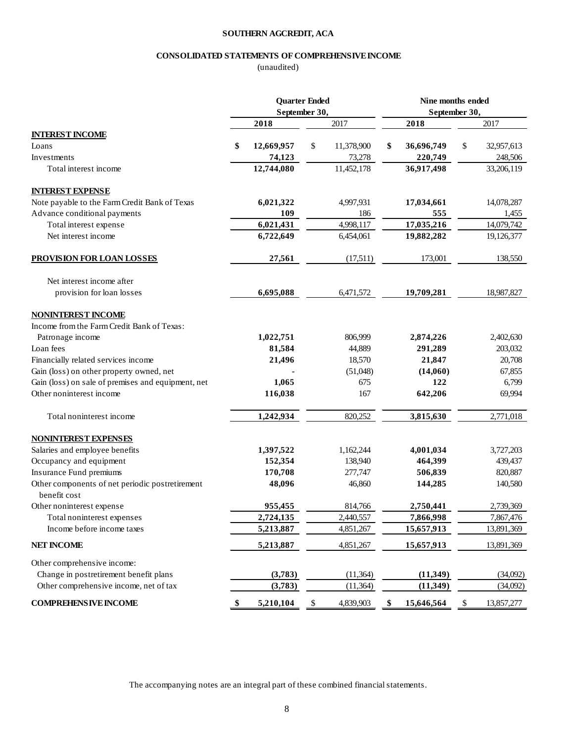**SOUTHERN AGCREDIT, ACA**

**CONSOLIDATED STATEMENTS OF COMPREHENSIVE INCOME**

(unaudited)

| | Quarter Ended September 30, | | Nine months ended September 30, | |
|---|---|---|---|---|
| | **2018** | 2017 | **2018** | 2017 |
| **INTEREST INCOME** | | | | |
| Loans | **$ 12,669,957** | $ 11,378,900 | **$ 36,696,749** | $ 32,957,613 |
| Investments | **74,123** | 73,278 | **220,749** | 248,506 |
| Total interest income | **12,744,080** | 11,452,178 | **36,917,498** | 33,206,119 |
| **INTEREST EXPENSE** | | | | |
| Note payable to the Farm Credit Bank of Texas | **6,021,322** | 4,997,931 | **17,034,661** | 14,078,287 |
| Advance conditional payments | **109** | 186 | **555** | 1,455 |
| Total interest expense | **6,021,431** | 4,998,117 | **17,035,216** | 14,079,742 |
| Net interest income | **6,722,649** | 6,454,061 | **19,882,282** | 19,126,377 |
| **PROVISION FOR LOAN LOSSES** | **27,561** | (17,511) | 173,001 | 138,550 |
| Net interest income after provision for loan losses | **6,695,088** | 6,471,572 | **19,709,281** | 18,987,827 |
| **NONINTEREST INCOME** | | | | |
| Income from the Farm Credit Bank of Texas: | | | | |
| Patronage income | **1,022,751** | 806,999 | **2,874,226** | 2,402,630 |
| Loan fees | **81,584** | 44,889 | **291,289** | 203,032 |
| Financially related services income | **21,496** | 18,570 | **21,847** | 20,708 |
| Gain (loss) on other property owned, net | **-** | (51,048) | **(14,060)** | 67,855 |
| Gain (loss) on sale of premises and equipment, net | **1,065** | 675 | **122** | 6,799 |
| Other noninterest income | **116,038** | 167 | **642,206** | 69,994 |
| Total noninterest income | **1,242,934** | 820,252 | **3,815,630** | 2,771,018 |
| **NONINTEREST EXPENSES** | | | | |
| Salaries and employee benefits | **1,397,522** | 1,162,244 | **4,001,034** | 3,727,203 |
| Occupancy and equipment | **152,354** | 138,940 | **464,399** | 439,437 |
| Insurance Fund premiums | **170,708** | 277,747 | **506,839** | 820,887 |
| Other components of net periodic postretirement benefit cost | **48,096** | 46,860 | **144,285** | 140,580 |
| Other noninterest expense | **955,455** | 814,766 | **2,750,441** | 2,739,369 |
| Total noninterest expenses | **2,724,135** | 2,440,557 | **7,866,998** | 7,867,476 |
| Income before income taxes | **5,213,887** | 4,851,267 | **15,657,913** | 13,891,369 |
| **NET INCOME** | **5,213,887** | 4,851,267 | **15,657,913** | 13,891,369 |
| Other comprehensive income: | | | | |
| Change in postretirement benefit plans | **(3,783)** | (11,364) | **(11,349)** | (34,092) |
| Other comprehensive income, net of tax | **(3,783)** | (11,364) | **(11,349)** | (34,092) |
| **COMPREHENSIVE INCOME** | **$ 5,210,104** | $ 4,839,903 | **$ 15,646,564** | $ 13,857,277 |

The accompanying notes are an integral part of these combined financial statements.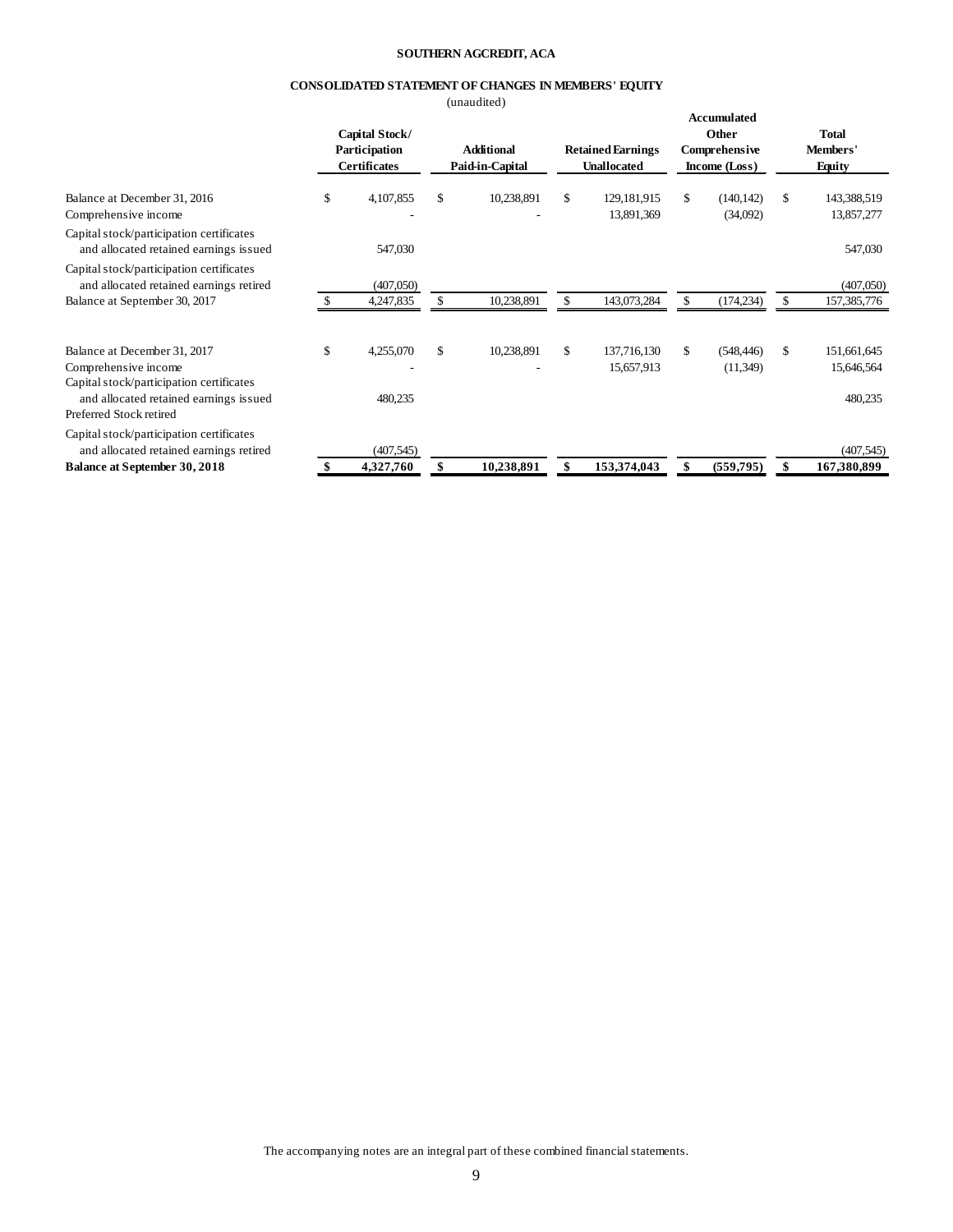**SOUTHERN AGCREDIT, ACA**

**CONSOLIDATED STATEMENT OF CHANGES IN MEMBERS' EQUITY**

(unaudited)

| | Capital Stock/ Participation Certificates | Additional Paid-in-Capital | Retained Earnings Unallocated | Accumulated Other Comprehensive Income (Loss) | Total Members' Equity |
|---|---|---|---|---|---|
| Balance at December 31, 2016 | $ 4,107,855 | $ 10,238,891 | $ 129,181,915 | $ (140,142) | $ 143,388,519 |
| Comprehensive income | - | - | 13,891,369 | (34,092) | 13,857,277 |
| Capital stock/participation certificates and allocated retained earnings issued | 547,030 | | | | 547,030 |
| Capital stock/participation certificates and allocated retained earnings retired | (407,050) | | | | (407,050) |
| Balance at September 30, 2017 | $ 4,247,835 | $ 10,238,891 | $ 143,073,284 | $ (174,234) | $ 157,385,776 |
| | | | | | |
| Balance at December 31, 2017 | $ 4,255,070 | $ 10,238,891 | $ 137,716,130 | $ (548,446) | $ 151,661,645 |
| Comprehensive income | - | - | 15,657,913 | (11,349) | 15,646,564 |
| Capital stock/participation certificates and allocated retained earnings issued | 480,235 | | | | 480,235 |
| Preferred Stock retired | | | | | |
| Capital stock/participation certificates and allocated retained earnings retired | (407,545) | | | | (407,545) |
| **Balance at September 30, 2018** | **$ 4,327,760** | **$ 10,238,891** | **$ 153,374,043** | **$ (559,795)** | **$ 167,380,899** |

The accompanying notes are an integral part of these combined financial statements.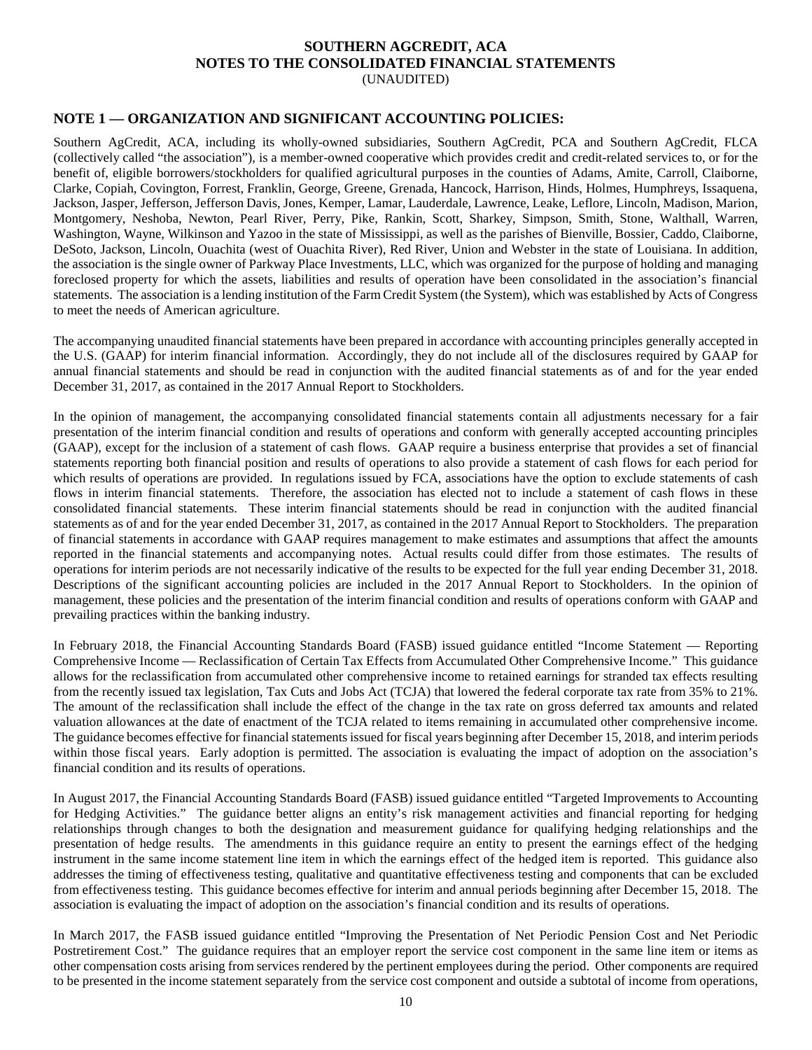**SOUTHERN AGCREDIT, ACA**
**NOTES TO THE CONSOLIDATED FINANCIAL STATEMENTS**
(UNAUDITED)

## NOTE 1 — ORGANIZATION AND SIGNIFICANT ACCOUNTING POLICIES:

Southern AgCredit, ACA, including its wholly-owned subsidiaries, Southern AgCredit, PCA and Southern AgCredit, FLCA (collectively called "the association"), is a member-owned cooperative which provides credit and credit-related services to, or for the benefit of, eligible borrowers/stockholders for qualified agricultural purposes in the counties of Adams, Amite, Carroll, Claiborne, Clarke, Copiah, Covington, Forrest, Franklin, George, Greene, Grenada, Hancock, Harrison, Hinds, Holmes, Humphreys, Issaquena, Jackson, Jasper, Jefferson, Jefferson Davis, Jones, Kemper, Lamar, Lauderdale, Lawrence, Leake, Leflore, Lincoln, Madison, Marion, Montgomery, Neshoba, Newton, Pearl River, Perry, Pike, Rankin, Scott, Sharkey, Simpson, Smith, Stone, Walthall, Warren, Washington, Wayne, Wilkinson and Yazoo in the state of Mississippi, as well as the parishes of Bienville, Bossier, Caddo, Claiborne, DeSoto, Jackson, Lincoln, Ouachita (west of Ouachita River), Red River, Union and Webster in the state of Louisiana. In addition, the association is the single owner of Parkway Place Investments, LLC, which was organized for the purpose of holding and managing foreclosed property for which the assets, liabilities and results of operation have been consolidated in the association's financial statements. The association is a lending institution of the Farm Credit System (the System), which was established by Acts of Congress to meet the needs of American agriculture.

The accompanying unaudited financial statements have been prepared in accordance with accounting principles generally accepted in the U.S. (GAAP) for interim financial information. Accordingly, they do not include all of the disclosures required by GAAP for annual financial statements and should be read in conjunction with the audited financial statements as of and for the year ended December 31, 2017, as contained in the 2017 Annual Report to Stockholders.

In the opinion of management, the accompanying consolidated financial statements contain all adjustments necessary for a fair presentation of the interim financial condition and results of operations and conform with generally accepted accounting principles (GAAP), except for the inclusion of a statement of cash flows. GAAP require a business enterprise that provides a set of financial statements reporting both financial position and results of operations to also provide a statement of cash flows for each period for which results of operations are provided. In regulations issued by FCA, associations have the option to exclude statements of cash flows in interim financial statements. Therefore, the association has elected not to include a statement of cash flows in these consolidated financial statements. These interim financial statements should be read in conjunction with the audited financial statements as of and for the year ended December 31, 2017, as contained in the 2017 Annual Report to Stockholders. The preparation of financial statements in accordance with GAAP requires management to make estimates and assumptions that affect the amounts reported in the financial statements and accompanying notes. Actual results could differ from those estimates. The results of operations for interim periods are not necessarily indicative of the results to be expected for the full year ending December 31, 2018. Descriptions of the significant accounting policies are included in the 2017 Annual Report to Stockholders. In the opinion of management, these policies and the presentation of the interim financial condition and results of operations conform with GAAP and prevailing practices within the banking industry.

In February 2018, the Financial Accounting Standards Board (FASB) issued guidance entitled "Income Statement — Reporting Comprehensive Income — Reclassification of Certain Tax Effects from Accumulated Other Comprehensive Income." This guidance allows for the reclassification from accumulated other comprehensive income to retained earnings for stranded tax effects resulting from the recently issued tax legislation, Tax Cuts and Jobs Act (TCJA) that lowered the federal corporate tax rate from 35% to 21%. The amount of the reclassification shall include the effect of the change in the tax rate on gross deferred tax amounts and related valuation allowances at the date of enactment of the TCJA related to items remaining in accumulated other comprehensive income. The guidance becomes effective for financial statements issued for fiscal years beginning after December 15, 2018, and interim periods within those fiscal years. Early adoption is permitted. The association is evaluating the impact of adoption on the association's financial condition and its results of operations.

In August 2017, the Financial Accounting Standards Board (FASB) issued guidance entitled "Targeted Improvements to Accounting for Hedging Activities." The guidance better aligns an entity's risk management activities and financial reporting for hedging relationships through changes to both the designation and measurement guidance for qualifying hedging relationships and the presentation of hedge results. The amendments in this guidance require an entity to present the earnings effect of the hedging instrument in the same income statement line item in which the earnings effect of the hedged item is reported. This guidance also addresses the timing of effectiveness testing, qualitative and quantitative effectiveness testing and components that can be excluded from effectiveness testing. This guidance becomes effective for interim and annual periods beginning after December 15, 2018. The association is evaluating the impact of adoption on the association's financial condition and its results of operations.

In March 2017, the FASB issued guidance entitled "Improving the Presentation of Net Periodic Pension Cost and Net Periodic Postretirement Cost." The guidance requires that an employer report the service cost component in the same line item or items as other compensation costs arising from services rendered by the pertinent employees during the period. Other components are required to be presented in the income statement separately from the service cost component and outside a subtotal of income from operations,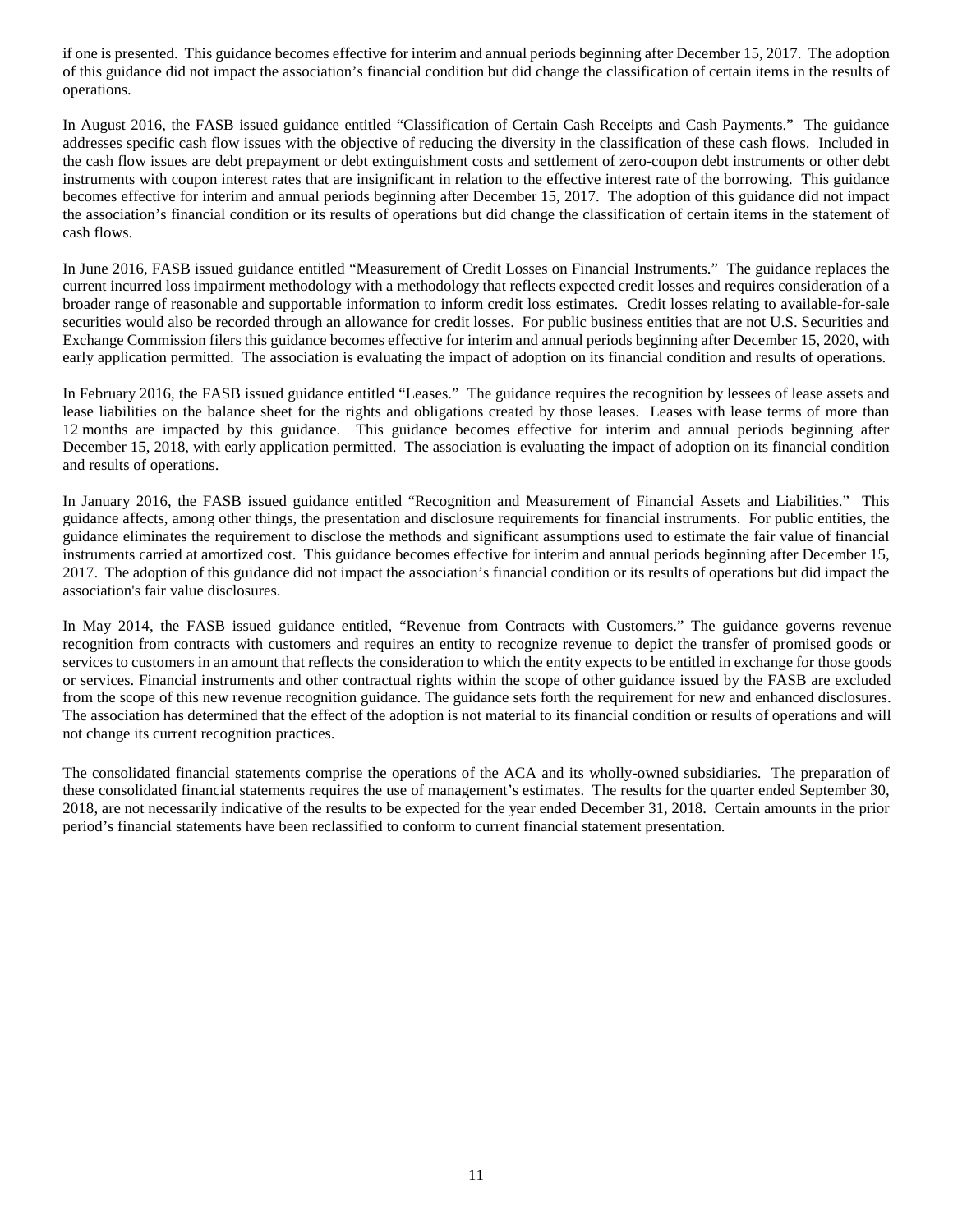if one is presented. This guidance becomes effective for interim and annual periods beginning after December 15, 2017. The adoption of this guidance did not impact the association's financial condition but did change the classification of certain items in the results of operations.

In August 2016, the FASB issued guidance entitled "Classification of Certain Cash Receipts and Cash Payments." The guidance addresses specific cash flow issues with the objective of reducing the diversity in the classification of these cash flows. Included in the cash flow issues are debt prepayment or debt extinguishment costs and settlement of zero-coupon debt instruments or other debt instruments with coupon interest rates that are insignificant in relation to the effective interest rate of the borrowing. This guidance becomes effective for interim and annual periods beginning after December 15, 2017. The adoption of this guidance did not impact the association's financial condition or its results of operations but did change the classification of certain items in the statement of cash flows.

In June 2016, FASB issued guidance entitled "Measurement of Credit Losses on Financial Instruments." The guidance replaces the current incurred loss impairment methodology with a methodology that reflects expected credit losses and requires consideration of a broader range of reasonable and supportable information to inform credit loss estimates. Credit losses relating to available-for-sale securities would also be recorded through an allowance for credit losses. For public business entities that are not U.S. Securities and Exchange Commission filers this guidance becomes effective for interim and annual periods beginning after December 15, 2020, with early application permitted. The association is evaluating the impact of adoption on its financial condition and results of operations.

In February 2016, the FASB issued guidance entitled "Leases." The guidance requires the recognition by lessees of lease assets and lease liabilities on the balance sheet for the rights and obligations created by those leases. Leases with lease terms of more than 12 months are impacted by this guidance. This guidance becomes effective for interim and annual periods beginning after December 15, 2018, with early application permitted. The association is evaluating the impact of adoption on its financial condition and results of operations.

In January 2016, the FASB issued guidance entitled "Recognition and Measurement of Financial Assets and Liabilities." This guidance affects, among other things, the presentation and disclosure requirements for financial instruments. For public entities, the guidance eliminates the requirement to disclose the methods and significant assumptions used to estimate the fair value of financial instruments carried at amortized cost. This guidance becomes effective for interim and annual periods beginning after December 15, 2017. The adoption of this guidance did not impact the association's financial condition or its results of operations but did impact the association's fair value disclosures.

In May 2014, the FASB issued guidance entitled, "Revenue from Contracts with Customers." The guidance governs revenue recognition from contracts with customers and requires an entity to recognize revenue to depict the transfer of promised goods or services to customers in an amount that reflects the consideration to which the entity expects to be entitled in exchange for those goods or services. Financial instruments and other contractual rights within the scope of other guidance issued by the FASB are excluded from the scope of this new revenue recognition guidance. The guidance sets forth the requirement for new and enhanced disclosures. The association has determined that the effect of the adoption is not material to its financial condition or results of operations and will not change its current recognition practices.

The consolidated financial statements comprise the operations of the ACA and its wholly-owned subsidiaries. The preparation of these consolidated financial statements requires the use of management's estimates. The results for the quarter ended September 30, 2018, are not necessarily indicative of the results to be expected for the year ended December 31, 2018. Certain amounts in the prior period's financial statements have been reclassified to conform to current financial statement presentation.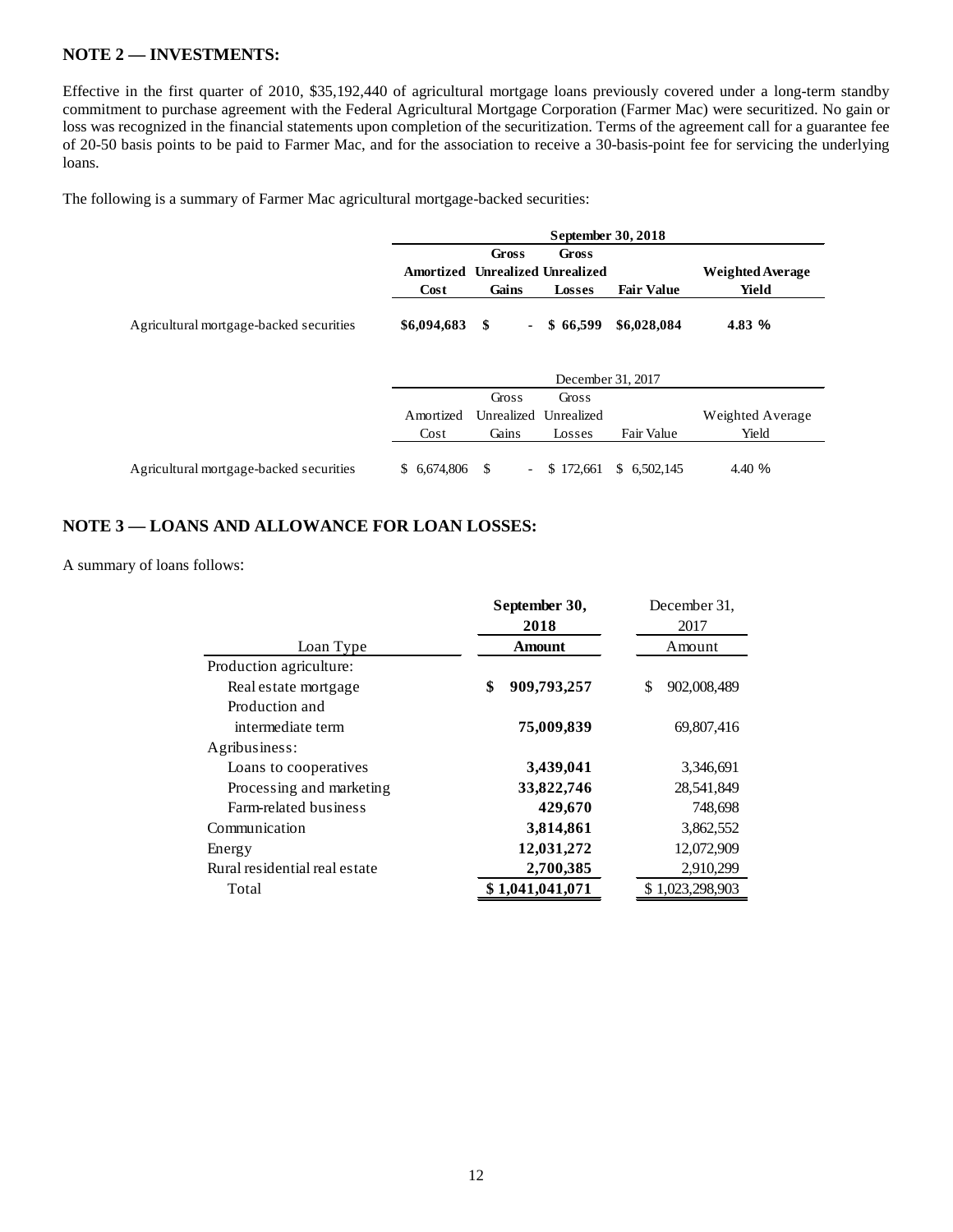## NOTE 2 — INVESTMENTS:

Effective in the first quarter of 2010, $35,192,440 of agricultural mortgage loans previously covered under a long-term standby commitment to purchase agreement with the Federal Agricultural Mortgage Corporation (Farmer Mac) were securitized. No gain or loss was recognized in the financial statements upon completion of the securitization. Terms of the agreement call for a guarantee fee of 20-50 basis points to be paid to Farmer Mac, and for the association to receive a 30-basis-point fee for servicing the underlying loans.

The following is a summary of Farmer Mac agricultural mortgage-backed securities:

| | **September 30, 2018** | | | | |
|---|---|---|---|---|---|
| | **Amortized Cost** | **Gross Unrealized Gains** | **Gross Unrealized Losses** | **Fair Value** | **Weighted Average Yield** |
| Agricultural mortgage-backed securities | **$6,094,683** | **$ -** | **$ 66,599** | **$6,028,084** | **4.83 %** |

| | December 31, 2017 | | | | |
|---|---|---|---|---|---|
| | Amortized Cost | Gross Unrealized Gains | Gross Unrealized Losses | Fair Value | Weighted Average Yield |
| Agricultural mortgage-backed securities | $ 6,674,806 | $ - | $ 172,661 | $ 6,502,145 | 4.40 % |

## NOTE 3 — LOANS AND ALLOWANCE FOR LOAN LOSSES:

A summary of loans follows:

| Loan Type | **September 30, 2018 Amount** | December 31, 2017 Amount |
|---|---|---|
| Production agriculture: | | |
| Real estate mortgage | **$ 909,793,257** | $ 902,008,489 |
| Production and intermediate term | **75,009,839** | 69,807,416 |
| Agribusiness: | | |
| Loans to cooperatives | **3,439,041** | 3,346,691 |
| Processing and marketing | **33,822,746** | 28,541,849 |
| Farm-related business | **429,670** | 748,698 |
| Communication | **3,814,861** | 3,862,552 |
| Energy | **12,031,272** | 12,072,909 |
| Rural residential real estate | **2,700,385** | 2,910,299 |
| Total | **$ 1,041,041,071** | $ 1,023,298,903 |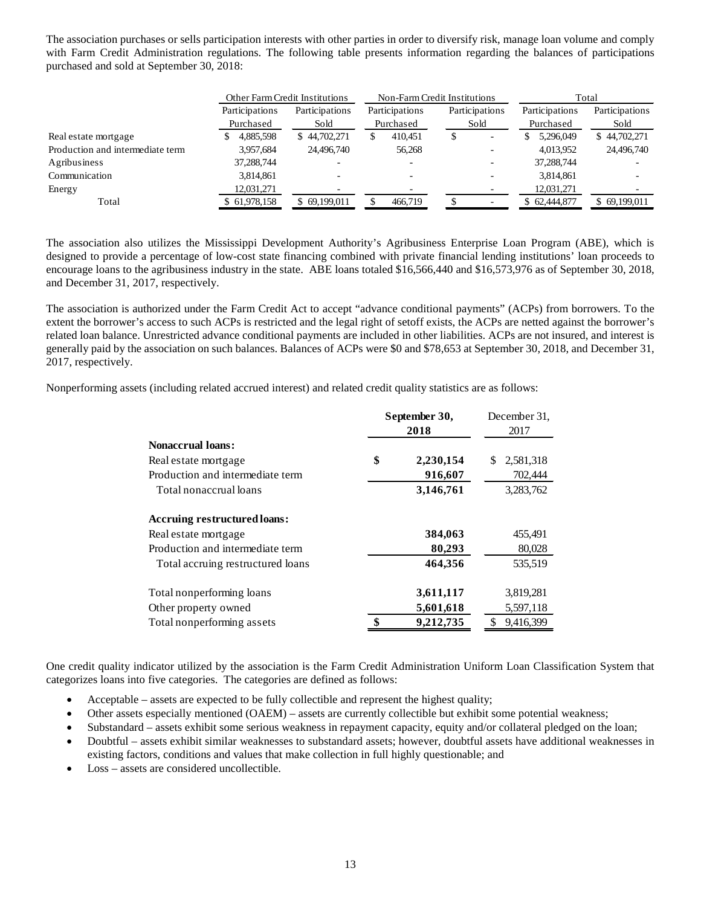The association purchases or sells participation interests with other parties in order to diversify risk, manage loan volume and comply with Farm Credit Administration regulations. The following table presents information regarding the balances of participations purchased and sold at September 30, 2018:

| | Other Farm Credit Institutions | | Non-Farm Credit Institutions | | Total | |
|---|---|---|---|---|---|---|
| | Participations Purchased | Participations Sold | Participations Purchased | Participations Sold | Participations Purchased | Participations Sold |
| Real estate mortgage | $ 4,885,598 | $ 44,702,271 | $ 410,451 | $ - | $ 5,296,049 | $ 44,702,271 |
| Production and intermediate term | 3,957,684 | 24,496,740 | 56,268 | - | 4,013,952 | 24,496,740 |
| Agribusiness | 37,288,744 | - | - | - | 37,288,744 | - |
| Communication | 3,814,861 | - | - | - | 3,814,861 | - |
| Energy | 12,031,271 | - | - | - | 12,031,271 | - |
| Total | $ 61,978,158 | $ 69,199,011 | $ 466,719 | $ - | $ 62,444,877 | $ 69,199,011 |

The association also utilizes the Mississippi Development Authority's Agribusiness Enterprise Loan Program (ABE), which is designed to provide a percentage of low-cost state financing combined with private financial lending institutions' loan proceeds to encourage loans to the agribusiness industry in the state. ABE loans totaled $16,566,440 and $16,573,976 as of September 30, 2018, and December 31, 2017, respectively.

The association is authorized under the Farm Credit Act to accept "advance conditional payments" (ACPs) from borrowers. To the extent the borrower's access to such ACPs is restricted and the legal right of setoff exists, the ACPs are netted against the borrower's related loan balance. Unrestricted advance conditional payments are included in other liabilities. ACPs are not insured, and interest is generally paid by the association on such balances. Balances of ACPs were $0 and $78,653 at September 30, 2018, and December 31, 2017, respectively.

Nonperforming assets (including related accrued interest) and related credit quality statistics are as follows:

| | **September 30, 2018** | December 31, 2017 |
|---|---|---|
| **Nonaccrual loans:** | | |
| Real estate mortgage | **$ 2,230,154** | $ 2,581,318 |
| Production and intermediate term | **916,607** | 702,444 |
| Total nonaccrual loans | **3,146,761** | 3,283,762 |
| **Accruing restructured loans:** | | |
| Real estate mortgage | **384,063** | 455,491 |
| Production and intermediate term | **80,293** | 80,028 |
| Total accruing restructured loans | **464,356** | 535,519 |
| Total nonperforming loans | **3,611,117** | 3,819,281 |
| Other property owned | **5,601,618** | 5,597,118 |
| Total nonperforming assets | **$ 9,212,735** | $ 9,416,399 |

One credit quality indicator utilized by the association is the Farm Credit Administration Uniform Loan Classification System that categorizes loans into five categories. The categories are defined as follows:

- Acceptable – assets are expected to be fully collectible and represent the highest quality;
- Other assets especially mentioned (OAEM) – assets are currently collectible but exhibit some potential weakness;
- Substandard – assets exhibit some serious weakness in repayment capacity, equity and/or collateral pledged on the loan;
- Doubtful – assets exhibit similar weaknesses to substandard assets; however, doubtful assets have additional weaknesses in existing factors, conditions and values that make collection in full highly questionable; and
- Loss – assets are considered uncollectible.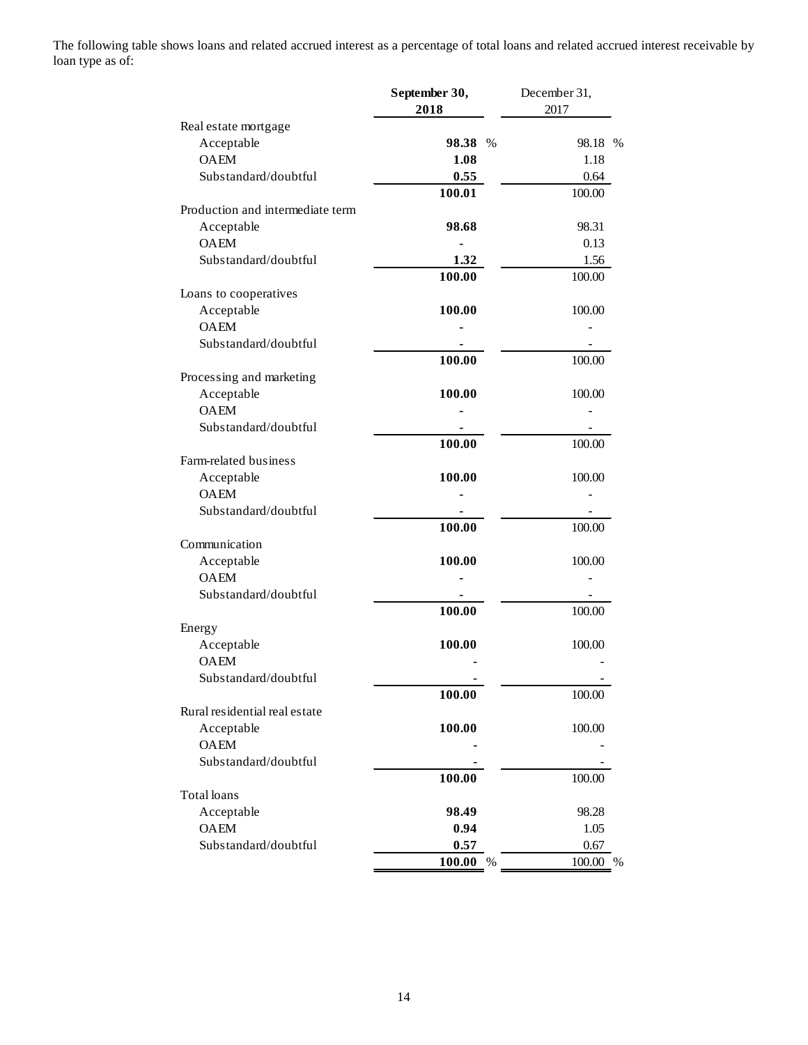The following table shows loans and related accrued interest as a percentage of total loans and related accrued interest receivable by loan type as of:

| | September 30, 2018 | December 31, 2017 |
|---|---|---|
| Real estate mortgage | | |
| Acceptable | **98.38** % | 98.18 % |
| OAEM | **1.08** | 1.18 |
| Substandard/doubtful | **0.55** | 0.64 |
| | **100.01** | 100.00 |
| Production and intermediate term | | |
| Acceptable | **98.68** | 98.31 |
| OAEM | **-** | 0.13 |
| Substandard/doubtful | **1.32** | 1.56 |
| | **100.00** | 100.00 |
| Loans to cooperatives | | |
| Acceptable | **100.00** | 100.00 |
| OAEM | **-** | - |
| Substandard/doubtful | **-** | - |
| | **100.00** | 100.00 |
| Processing and marketing | | |
| Acceptable | **100.00** | 100.00 |
| OAEM | **-** | - |
| Substandard/doubtful | **-** | - |
| | **100.00** | 100.00 |
| Farm-related business | | |
| Acceptable | **100.00** | 100.00 |
| OAEM | **-** | - |
| Substandard/doubtful | **-** | - |
| | **100.00** | 100.00 |
| Communication | | |
| Acceptable | **100.00** | 100.00 |
| OAEM | **-** | - |
| Substandard/doubtful | **-** | - |
| | **100.00** | 100.00 |
| Energy | | |
| Acceptable | **100.00** | 100.00 |
| OAEM | **-** | - |
| Substandard/doubtful | **-** | - |
| | **100.00** | 100.00 |
| Rural residential real estate | | |
| Acceptable | **100.00** | 100.00 |
| OAEM | **-** | - |
| Substandard/doubtful | **-** | - |
| | **100.00** | 100.00 |
| Total loans | | |
| Acceptable | **98.49** | 98.28 |
| OAEM | **0.94** | 1.05 |
| Substandard/doubtful | **0.57** | 0.67 |
| | **100.00** % | 100.00 % |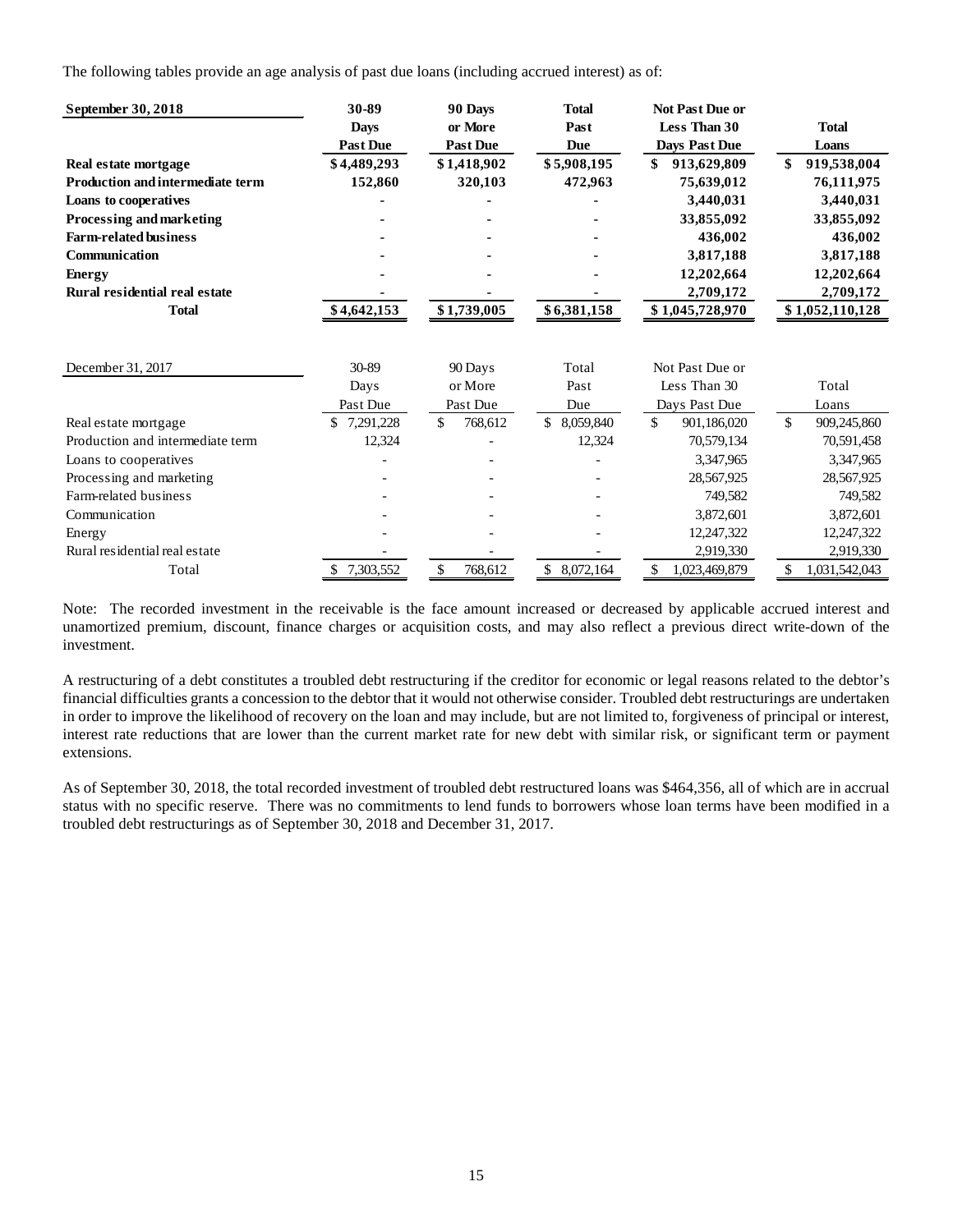The following tables provide an age analysis of past due loans (including accrued interest) as of:

| **September 30, 2018** | **30-89 Days Past Due** | **90 Days or More Past Due** | **Total Past Due** | **Not Past Due or Less Than 30 Days Past Due** | **Total Loans** |
|---|---|---|---|---|---|
| **Real estate mortgage** | **$4,489,293** | **$1,418,902** | **$5,908,195** | **$ 913,629,809** | **$ 919,538,004** |
| **Production and intermediate term** | **152,860** | **320,103** | **472,963** | **75,639,012** | **76,111,975** |
| **Loans to cooperatives** | **-** | **-** | **-** | **3,440,031** | **3,440,031** |
| **Processing and marketing** | **-** | **-** | **-** | **33,855,092** | **33,855,092** |
| **Farm-related business** | **-** | **-** | **-** | **436,002** | **436,002** |
| **Communication** | **-** | **-** | **-** | **3,817,188** | **3,817,188** |
| **Energy** | **-** | **-** | **-** | **12,202,664** | **12,202,664** |
| **Rural residential real estate** | **-** | **-** | **-** | **2,709,172** | **2,709,172** |
| **Total** | **$4,642,153** | **$1,739,005** | **$6,381,158** | **$ 1,045,728,970** | **$ 1,052,110,128** |

| December 31, 2017 | 30-89 Days Past Due | 90 Days or More Past Due | Total Past Due | Not Past Due or Less Than 30 Days Past Due | Total Loans |
|---|---|---|---|---|---|
| Real estate mortgage | $ 7,291,228 | $ 768,612 | $ 8,059,840 | $ 901,186,020 | $ 909,245,860 |
| Production and intermediate term | 12,324 | - | 12,324 | 70,579,134 | 70,591,458 |
| Loans to cooperatives | - | - | - | 3,347,965 | 3,347,965 |
| Processing and marketing | - | - | - | 28,567,925 | 28,567,925 |
| Farm-related business | - | - | - | 749,582 | 749,582 |
| Communication | - | - | - | 3,872,601 | 3,872,601 |
| Energy | - | - | - | 12,247,322 | 12,247,322 |
| Rural residential real estate | - | - | - | 2,919,330 | 2,919,330 |
| Total | $ 7,303,552 | $ 768,612 | $ 8,072,164 | $ 1,023,469,879 | $ 1,031,542,043 |

Note: The recorded investment in the receivable is the face amount increased or decreased by applicable accrued interest and unamortized premium, discount, finance charges or acquisition costs, and may also reflect a previous direct write-down of the investment.

A restructuring of a debt constitutes a troubled debt restructuring if the creditor for economic or legal reasons related to the debtor's financial difficulties grants a concession to the debtor that it would not otherwise consider. Troubled debt restructurings are undertaken in order to improve the likelihood of recovery on the loan and may include, but are not limited to, forgiveness of principal or interest, interest rate reductions that are lower than the current market rate for new debt with similar risk, or significant term or payment extensions.

As of September 30, 2018, the total recorded investment of troubled debt restructured loans was $464,356, all of which are in accrual status with no specific reserve. There was no commitments to lend funds to borrowers whose loan terms have been modified in a troubled debt restructurings as of September 30, 2018 and December 31, 2017.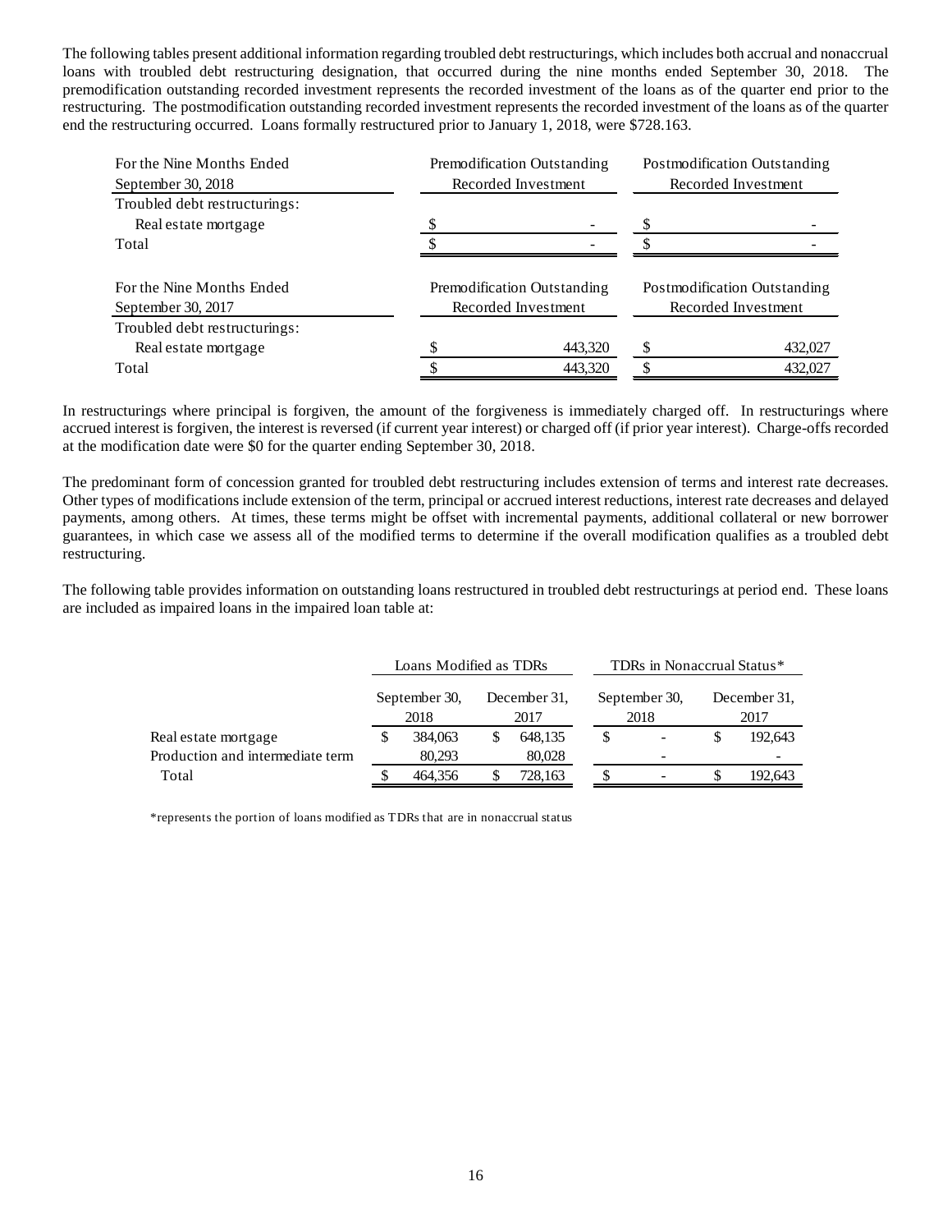The following tables present additional information regarding troubled debt restructurings, which includes both accrual and nonaccrual loans with troubled debt restructuring designation, that occurred during the nine months ended September 30, 2018. The premodification outstanding recorded investment represents the recorded investment of the loans as of the quarter end prior to the restructuring. The postmodification outstanding recorded investment represents the recorded investment of the loans as of the quarter end the restructuring occurred. Loans formally restructured prior to January 1, 2018, were $728.163.

| For the Nine Months Ended September 30, 2018 | Premodification Outstanding Recorded Investment | Postmodification Outstanding Recorded Investment |
|---|---|---|
| Troubled debt restructurings: | | |
| Real estate mortgage | $ - | $ - |
| Total | $ - | $ - |

| For the Nine Months Ended September 30, 2017 | Premodification Outstanding Recorded Investment | Postmodification Outstanding Recorded Investment |
|---|---|---|
| Troubled debt restructurings: | | |
| Real estate mortgage | $ 443,320 | $ 432,027 |
| Total | $ 443,320 | $ 432,027 |

In restructurings where principal is forgiven, the amount of the forgiveness is immediately charged off. In restructurings where accrued interest is forgiven, the interest is reversed (if current year interest) or charged off (if prior year interest). Charge-offs recorded at the modification date were $0 for the quarter ending September 30, 2018.

The predominant form of concession granted for troubled debt restructuring includes extension of terms and interest rate decreases. Other types of modifications include extension of the term, principal or accrued interest reductions, interest rate decreases and delayed payments, among others. At times, these terms might be offset with incremental payments, additional collateral or new borrower guarantees, in which case we assess all of the modified terms to determine if the overall modification qualifies as a troubled debt restructuring.

The following table provides information on outstanding loans restructured in troubled debt restructurings at period end. These loans are included as impaired loans in the impaired loan table at:

| | Loans Modified as TDRs | | TDRs in Nonaccrual Status* | |
|---|---|---|---|---|
| | September 30, 2018 | December 31, 2017 | September 30, 2018 | December 31, 2017 |
| Real estate mortgage | $ 384,063 | $ 648,135 | $ - | $ 192,643 |
| Production and intermediate term | 80,293 | 80,028 | - | - |
| Total | $ 464,356 | $ 728,163 | $ - | $ 192,643 |

*represents the portion of loans modified as TDRs that are in nonaccrual status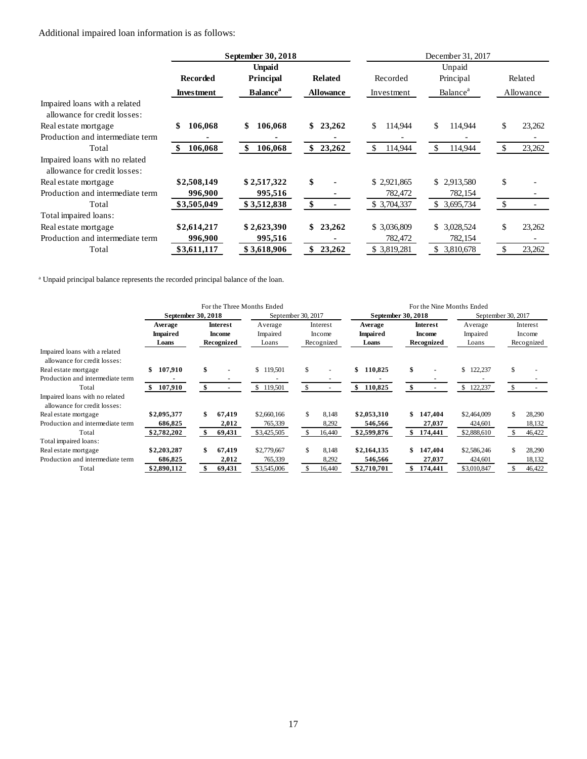Additional impaired loan information is as follows:

| | September 30, 2018 | | | December 31, 2017 | | |
|---|---|---|---|---|---|---|
| | Recorded Investment | Unpaid Principal Balance[a] | Related Allowance | Recorded Investment | Unpaid Principal Balance[a] | Related Allowance |
| Impaired loans with a related allowance for credit losses: | | | | | | |
| Real estate mortgage | $ 106,068 | $ 106,068 | $ 23,262 | $ 114,944 | $ 114,944 | $ 23,262 |
| Production and intermediate term | - | - | - | - | - | - |
| Total | $ 106,068 | $ 106,068 | $ 23,262 | $ 114,944 | $ 114,944 | $ 23,262 |
| Impaired loans with no related allowance for credit losses: | | | | | | |
| Real estate mortgage | $2,508,149 | $ 2,517,322 | $ - | $ 2,921,865 | $ 2,913,580 | $ - |
| Production and intermediate term | 996,900 | 995,516 | - | 782,472 | 782,154 | - |
| Total | $3,505,049 | $ 3,512,838 | $ - | $ 3,704,337 | $ 3,695,734 | $ - |
| Total impaired loans: | | | | | | |
| Real estate mortgage | $2,614,217 | $ 2,623,390 | $ 23,262 | $ 3,036,809 | $ 3,028,524 | $ 23,262 |
| Production and intermediate term | 996,900 | 995,516 | - | 782,472 | 782,154 | - |
| Total | $3,611,117 | $ 3,618,906 | $ 23,262 | $ 3,819,281 | $ 3,810,678 | $ 23,262 |

[a] Unpaid principal balance represents the recorded principal balance of the loan.

| | For the Three Months Ended | | | | For the Nine Months Ended | | | |
|---|---|---|---|---|---|---|---|---|
| | September 30, 2018 | | September 30, 2017 | | September 30, 2018 | | September 30, 2017 | |
| | Average Impaired Loans | Interest Income Recognized | Average Impaired Loans | Interest Income Recognized | Average Impaired Loans | Interest Income Recognized | Average Impaired Loans | Interest Income Recognized |
| Impaired loans with a related allowance for credit losses: | | | | | | | | |
| Real estate mortgage | $ 107,910 | $ - | $ 119,501 | $ - | $ 110,825 | $ - | $ 122,237 | $ - |
| Production and intermediate term | - | - | - | - | - | - | - | - |
| Total | $ 107,910 | $ - | $ 119,501 | $ - | $ 110,825 | $ - | $ 122,237 | $ - |
| Impaired loans with no related allowance for credit losses: | | | | | | | | |
| Real estate mortgage | $2,095,377 | $ 67,419 | $2,660,166 | $ 8,148 | $2,053,310 | $ 147,404 | $2,464,009 | $ 28,290 |
| Production and intermediate term | 686,825 | 2,012 | 765,339 | 8,292 | 546,566 | 27,037 | 424,601 | 18,132 |
| Total | $2,782,202 | $ 69,431 | $3,425,505 | $ 16,440 | $2,599,876 | $ 174,441 | $2,888,610 | $ 46,422 |
| Total impaired loans: | | | | | | | | |
| Real estate mortgage | $2,203,287 | $ 67,419 | $2,779,667 | $ 8,148 | $2,164,135 | $ 147,404 | $2,586,246 | $ 28,290 |
| Production and intermediate term | 686,825 | 2,012 | 765,339 | 8,292 | 546,566 | 27,037 | 424,601 | 18,132 |
| Total | $2,890,112 | $ 69,431 | $3,545,006 | $ 16,440 | $2,710,701 | $ 174,441 | $3,010,847 | $ 46,422 |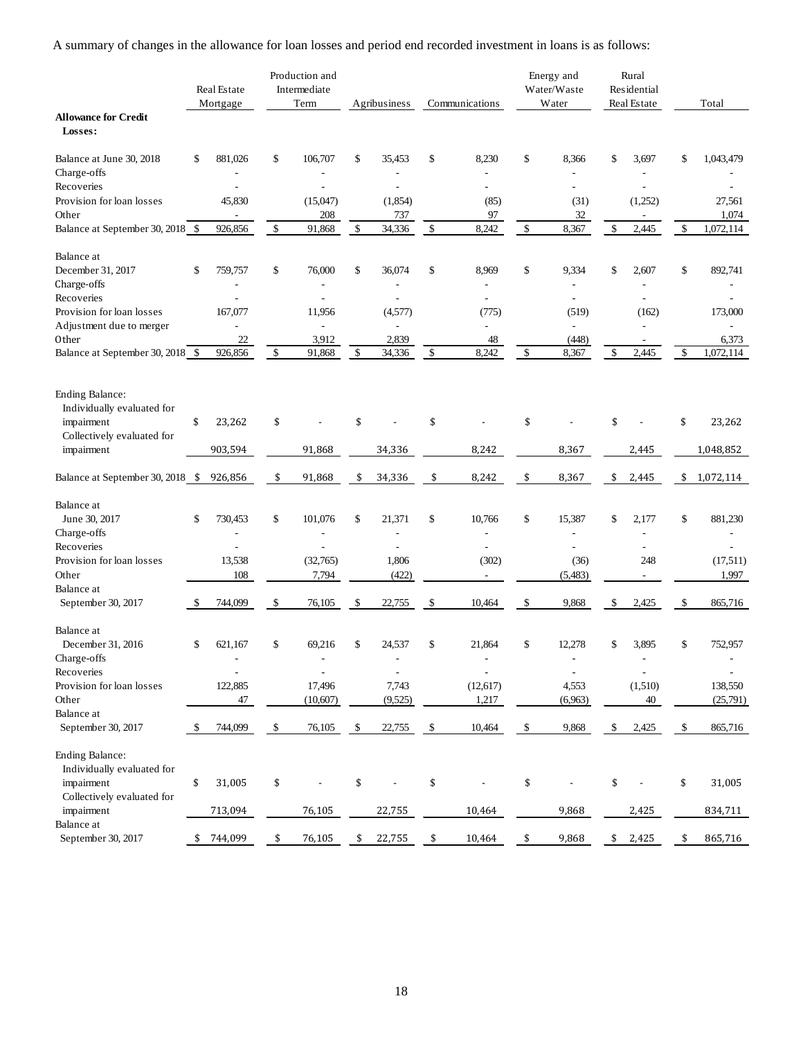A summary of changes in the allowance for loan losses and period end recorded investment in loans is as follows:

| | Real Estate Mortgage | Production and Intermediate Term | Agribusiness | Communications | Energy and Water/Waste Water | Rural Residential Real Estate | Total |
|---|---|---|---|---|---|---|---|
| **Allowance for Credit Losses:** | | | | | | | |
| Balance at June 30, 2018 | $ 881,026 | $ 106,707 | $ 35,453 | $ 8,230 | $ 8,366 | $ 3,697 | $ 1,043,479 |
| Charge-offs | - | - | - | - | - | - | - |
| Recoveries | - | - | - | - | - | - | - |
| Provision for loan losses | 45,830 | (15,047) | (1,854) | (85) | (31) | (1,252) | 27,561 |
| Other | - | 208 | 737 | 97 | 32 | - | 1,074 |
| Balance at September 30, 2018 | $ 926,856 | $ 91,868 | $ 34,336 | $ 8,242 | $ 8,367 | $ 2,445 | $ 1,072,114 |
| Balance at December 31, 2017 | $ 759,757 | $ 76,000 | $ 36,074 | $ 8,969 | $ 9,334 | $ 2,607 | $ 892,741 |
| Charge-offs | - | - | - | - | - | - | - |
| Recoveries | - | - | - | - | - | - | - |
| Provision for loan losses | 167,077 | 11,956 | (4,577) | (775) | (519) | (162) | 173,000 |
| Adjustment due to merger | - | - | - | - | - | - | - |
| Other | 22 | 3,912 | 2,839 | 48 | (448) | - | 6,373 |
| Balance at September 30, 2018 | $ 926,856 | $ 91,868 | $ 34,336 | $ 8,242 | $ 8,367 | $ 2,445 | $ 1,072,114 |
| Ending Balance: | | | | | | | |
| Individually evaluated for impairment | $ 23,262 | $ - | $ - | $ - | $ - | $ - | $ 23,262 |
| Collectively evaluated for impairment | 903,594 | 91,868 | 34,336 | 8,242 | 8,367 | 2,445 | 1,048,852 |
| Balance at September 30, 2018 | $ 926,856 | $ 91,868 | $ 34,336 | $ 8,242 | $ 8,367 | $ 2,445 | $ 1,072,114 |
| Balance at June 30, 2017 | $ 730,453 | $ 101,076 | $ 21,371 | $ 10,766 | $ 15,387 | $ 2,177 | $ 881,230 |
| Charge-offs | - | - | - | - | - | - | - |
| Recoveries | - | - | - | - | - | - | - |
| Provision for loan losses | 13,538 | (32,765) | 1,806 | (302) | (36) | 248 | (17,511) |
| Other | 108 | 7,794 | (422) | - | (5,483) | - | 1,997 |
| Balance at September 30, 2017 | $ 744,099 | $ 76,105 | $ 22,755 | $ 10,464 | $ 9,868 | $ 2,425 | $ 865,716 |
| Balance at December 31, 2016 | $ 621,167 | $ 69,216 | $ 24,537 | $ 21,864 | $ 12,278 | $ 3,895 | $ 752,957 |
| Charge-offs | - | - | - | - | - | - | - |
| Recoveries | - | - | - | - | - | - | - |
| Provision for loan losses | 122,885 | 17,496 | 7,743 | (12,617) | 4,553 | (1,510) | 138,550 |
| Other | 47 | (10,607) | (9,525) | 1,217 | (6,963) | 40 | (25,791) |
| Balance at September 30, 2017 | $ 744,099 | $ 76,105 | $ 22,755 | $ 10,464 | $ 9,868 | $ 2,425 | $ 865,716 |
| Ending Balance: | | | | | | | |
| Individually evaluated for impairment | $ 31,005 | $ - | $ - | $ - | $ - | $ - | $ 31,005 |
| Collectively evaluated for impairment | 713,094 | 76,105 | 22,755 | 10,464 | 9,868 | 2,425 | 834,711 |
| Balance at September 30, 2017 | $ 744,099 | $ 76,105 | $ 22,755 | $ 10,464 | $ 9,868 | $ 2,425 | $ 865,716 |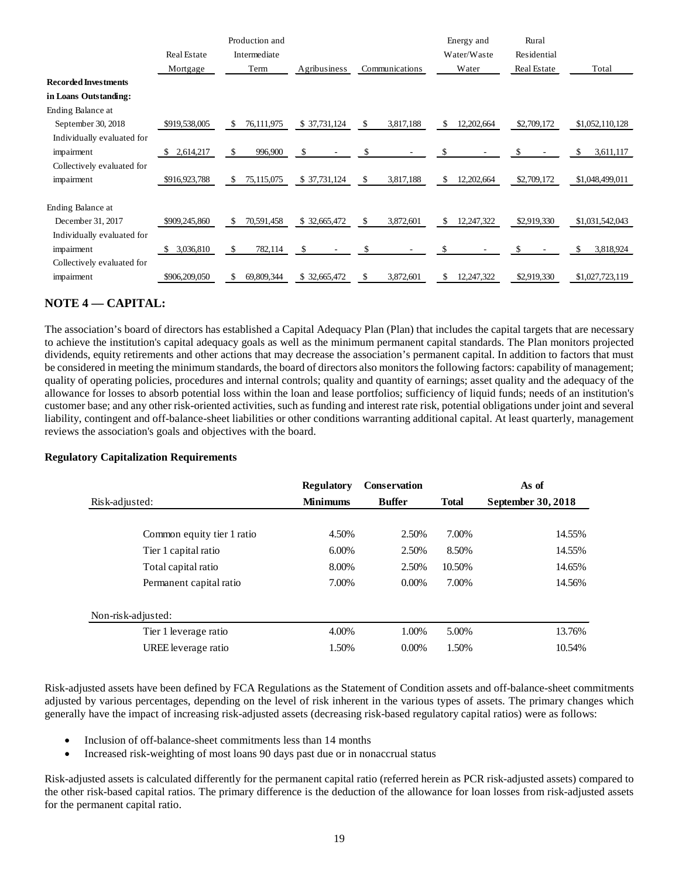| | Real Estate Mortgage | Production and Intermediate Term | Agribusiness | Communications | Energy and Water/Waste Water | Rural Residential Real Estate | Total |
|---|---|---|---|---|---|---|---|
| **Recorded Investments in Loans Outstanding:** | | | | | | | |
| Ending Balance at September 30, 2018 | $919,538,005 | $ 76,111,975 | $ 37,731,124 | $ 3,817,188 | $ 12,202,664 | $2,709,172 | $1,052,110,128 |
| Individually evaluated for impairment | $ 2,614,217 | $ 996,900 | $ - | $ - | $ - | $ - | $ 3,611,117 |
| Collectively evaluated for impairment | $916,923,788 | $ 75,115,075 | $ 37,731,124 | $ 3,817,188 | $ 12,202,664 | $2,709,172 | $1,048,499,011 |
| Ending Balance at December 31, 2017 | $909,245,860 | $ 70,591,458 | $ 32,665,472 | $ 3,872,601 | $ 12,247,322 | $2,919,330 | $1,031,542,043 |
| Individually evaluated for impairment | $ 3,036,810 | $ 782,114 | $ - | $ - | $ - | $ - | $ 3,818,924 |
| Collectively evaluated for impairment | $906,209,050 | $ 69,809,344 | $ 32,665,472 | $ 3,872,601 | $ 12,247,322 | $2,919,330 | $1,027,723,119 |

## NOTE 4 — CAPITAL:

The association's board of directors has established a Capital Adequacy Plan (Plan) that includes the capital targets that are necessary to achieve the institution's capital adequacy goals as well as the minimum permanent capital standards. The Plan monitors projected dividends, equity retirements and other actions that may decrease the association's permanent capital. In addition to factors that must be considered in meeting the minimum standards, the board of directors also monitors the following factors: capability of management; quality of operating policies, procedures and internal controls; quality and quantity of earnings; asset quality and the adequacy of the allowance for losses to absorb potential loss within the loan and lease portfolios; sufficiency of liquid funds; needs of an institution's customer base; and any other risk-oriented activities, such as funding and interest rate risk, potential obligations under joint and several liability, contingent and off-balance-sheet liabilities or other conditions warranting additional capital. At least quarterly, management reviews the association's goals and objectives with the board.

### Regulatory Capitalization Requirements

| Risk-adjusted: | **Regulatory Minimums** | **Conservation Buffer** | **Total** | **As of September 30, 2018** |
|---|---|---|---|---|
| Common equity tier 1 ratio | 4.50% | 2.50% | 7.00% | 14.55% |
| Tier 1 capital ratio | 6.00% | 2.50% | 8.50% | 14.55% |
| Total capital ratio | 8.00% | 2.50% | 10.50% | 14.65% |
| Permanent capital ratio | 7.00% | 0.00% | 7.00% | 14.56% |
| **Non-risk-adjusted:** | | | | |
| Tier 1 leverage ratio | 4.00% | 1.00% | 5.00% | 13.76% |
| UREE leverage ratio | 1.50% | 0.00% | 1.50% | 10.54% |

Risk-adjusted assets have been defined by FCA Regulations as the Statement of Condition assets and off-balance-sheet commitments adjusted by various percentages, depending on the level of risk inherent in the various types of assets. The primary changes which generally have the impact of increasing risk-adjusted assets (decreasing risk-based regulatory capital ratios) were as follows:

- Inclusion of off-balance-sheet commitments less than 14 months
- Increased risk-weighting of most loans 90 days past due or in nonaccrual status

Risk-adjusted assets is calculated differently for the permanent capital ratio (referred herein as PCR risk-adjusted assets) compared to the other risk-based capital ratios. The primary difference is the deduction of the allowance for loan losses from risk-adjusted assets for the permanent capital ratio.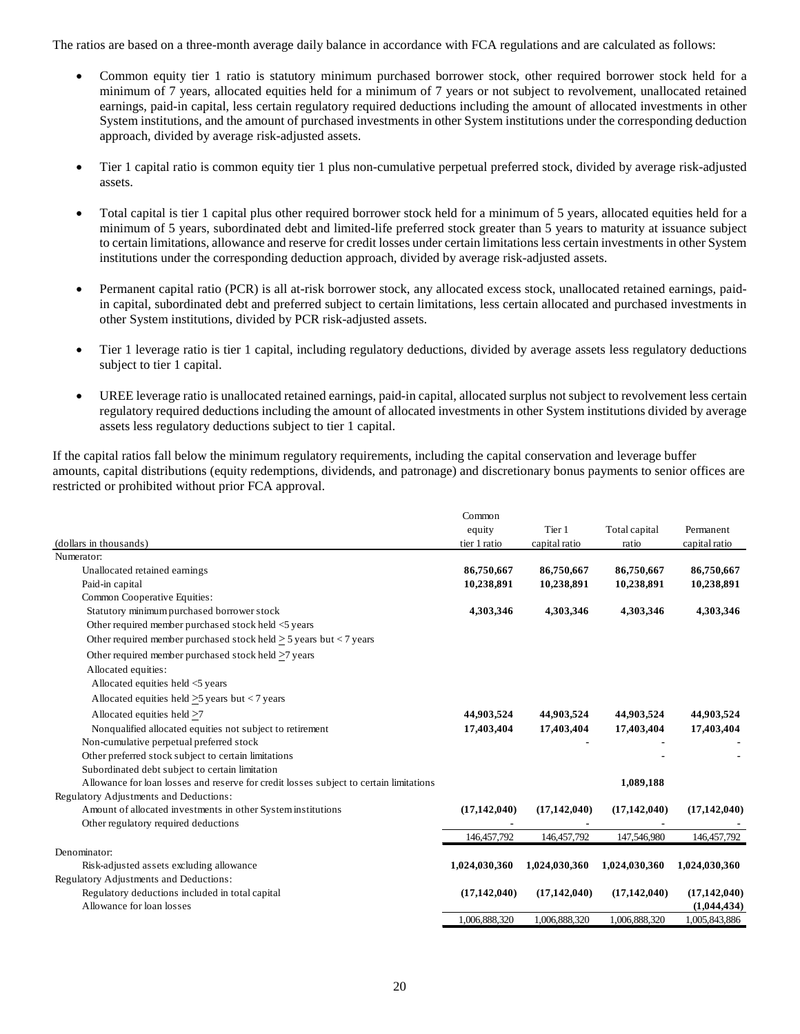The ratios are based on a three-month average daily balance in accordance with FCA regulations and are calculated as follows:

- Common equity tier 1 ratio is statutory minimum purchased borrower stock, other required borrower stock held for a minimum of 7 years, allocated equities held for a minimum of 7 years or not subject to revolvement, unallocated retained earnings, paid-in capital, less certain regulatory required deductions including the amount of allocated investments in other System institutions, and the amount of purchased investments in other System institutions under the corresponding deduction approach, divided by average risk-adjusted assets.

- Tier 1 capital ratio is common equity tier 1 plus non-cumulative perpetual preferred stock, divided by average risk-adjusted assets.

- Total capital is tier 1 capital plus other required borrower stock held for a minimum of 5 years, allocated equities held for a minimum of 5 years, subordinated debt and limited-life preferred stock greater than 5 years to maturity at issuance subject to certain limitations, allowance and reserve for credit losses under certain limitations less certain investments in other System institutions under the corresponding deduction approach, divided by average risk-adjusted assets.

- Permanent capital ratio (PCR) is all at-risk borrower stock, any allocated excess stock, unallocated retained earnings, paid-in capital, subordinated debt and preferred subject to certain limitations, less certain allocated and purchased investments in other System institutions, divided by PCR risk-adjusted assets.

- Tier 1 leverage ratio is tier 1 capital, including regulatory deductions, divided by average assets less regulatory deductions subject to tier 1 capital.

- UREE leverage ratio is unallocated retained earnings, paid-in capital, allocated surplus not subject to revolvement less certain regulatory required deductions including the amount of allocated investments in other System institutions divided by average assets less regulatory deductions subject to tier 1 capital.

If the capital ratios fall below the minimum regulatory requirements, including the capital conservation and leverage buffer amounts, capital distributions (equity redemptions, dividends, and patronage) and discretionary bonus payments to senior offices are restricted or prohibited without prior FCA approval.

| (dollars in thousands) | Common equity tier 1 ratio | Tier 1 capital ratio | Total capital ratio | Permanent capital ratio |
|---|---|---|---|---|
| Numerator: | | | | |
| Unallocated retained earnings | **86,750,667** | **86,750,667** | **86,750,667** | **86,750,667** |
| Paid-in capital | **10,238,891** | **10,238,891** | **10,238,891** | **10,238,891** |
| Common Cooperative Equities: | | | | |
| Statutory minimum purchased borrower stock | **4,303,346** | **4,303,346** | **4,303,346** | **4,303,346** |
| Other required member purchased stock held <5 years | | | | |
| Other required member purchased stock held ≥ 5 years but < 7 years | | | | |
| Other required member purchased stock held ≥7 years | | | | |
| Allocated equities: | | | | |
| Allocated equities held <5 years | | | | |
| Allocated equities held ≥5 years but < 7 years | | | | |
| Allocated equities held ≥7 | **44,903,524** | **44,903,524** | **44,903,524** | **44,903,524** |
| Nonqualified allocated equities not subject to retirement | **17,403,404** | **17,403,404** | **17,403,404** | **17,403,404** |
| Non-cumulative perpetual preferred stock | | **-** | **-** | **-** |
| Other preferred stock subject to certain limitations | | | **-** | **-** |
| Subordinated debt subject to certain limitation | | | | |
| Allowance for loan losses and reserve for credit losses subject to certain limitations | | | **1,089,188** | |
| Regulatory Adjustments and Deductions: | | | | |
| Amount of allocated investments in other System institutions | **(17,142,040)** | **(17,142,040)** | **(17,142,040)** | **(17,142,040)** |
| Other regulatory required deductions | **-** | **-** | **-** | **-** |
| | 146,457,792 | 146,457,792 | 147,546,980 | 146,457,792 |
| Denominator: | | | | |
| Risk-adjusted assets excluding allowance | **1,024,030,360** | **1,024,030,360** | **1,024,030,360** | **1,024,030,360** |
| Regulatory Adjustments and Deductions: | | | | |
| Regulatory deductions included in total capital | **(17,142,040)** | **(17,142,040)** | **(17,142,040)** | **(17,142,040)** |
| Allowance for loan losses | | | | **(1,044,434)** |
| | 1,006,888,320 | 1,006,888,320 | 1,006,888,320 | 1,005,843,886 |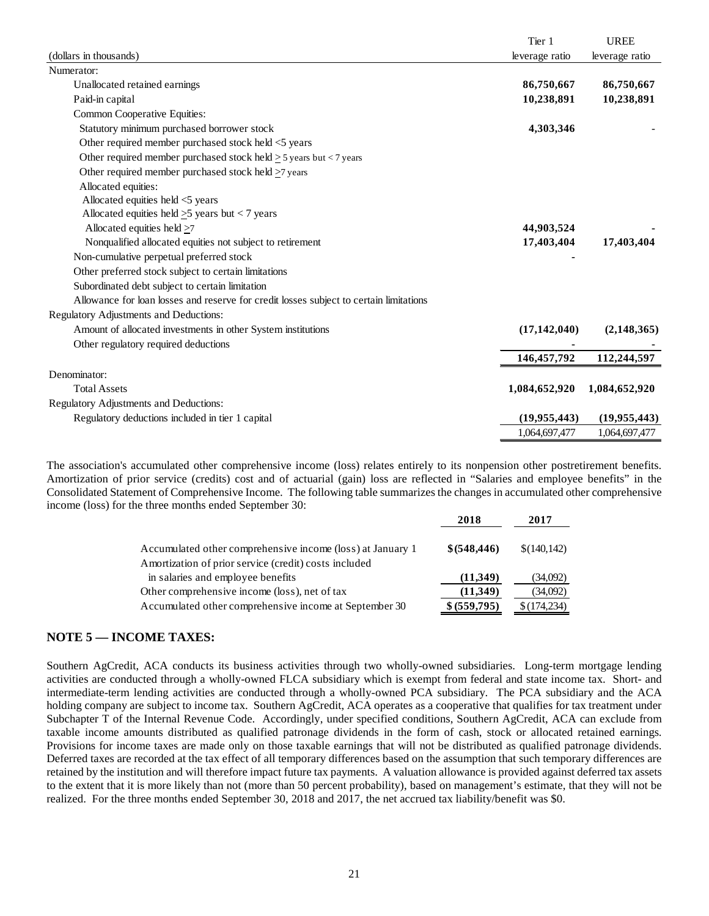| (dollars in thousands) | Tier 1 leverage ratio | UREE leverage ratio |
|---|---|---|
| Numerator: | | |
| Unallocated retained earnings | **86,750,667** | **86,750,667** |
| Paid-in capital | **10,238,891** | **10,238,891** |
| Common Cooperative Equities: | | |
| Statutory minimum purchased borrower stock | **4,303,346** | - |
| Other required member purchased stock held <5 years | | |
| Other required member purchased stock held ≥ 5 years but < 7 years | | |
| Other required member purchased stock held ≥7 years | | |
| Allocated equities: | | |
| Allocated equities held <5 years | | |
| Allocated equities held ≥5 years but < 7 years | | |
| Allocated equities held ≥7 | **44,903,524** | **-** |
| Nonqualified allocated equities not subject to retirement | **17,403,404** | **17,403,404** |
| Non-cumulative perpetual preferred stock | **-** | |
| Other preferred stock subject to certain limitations | | |
| Subordinated debt subject to certain limitation | | |
| Allowance for loan losses and reserve for credit losses subject to certain limitations | | |
| Regulatory Adjustments and Deductions: | | |
| Amount of allocated investments in other System institutions | **(17,142,040)** | **(2,148,365)** |
| Other regulatory required deductions | **-** | **-** |
| | **146,457,792** | **112,244,597** |
| Denominator: | | |
| Total Assets | **1,084,652,920** | **1,084,652,920** |
| Regulatory Adjustments and Deductions: | | |
| Regulatory deductions included in tier 1 capital | **(19,955,443)** | **(19,955,443)** |
| | 1,064,697,477 | 1,064,697,477 |

The association's accumulated other comprehensive income (loss) relates entirely to its nonpension other postretirement benefits. Amortization of prior service (credits) cost and of actuarial (gain) loss are reflected in "Salaries and employee benefits" in the Consolidated Statement of Comprehensive Income. The following table summarizes the changes in accumulated other comprehensive income (loss) for the three months ended September 30:

| | 2018 | 2017 |
|---|---|---|
| Accumulated other comprehensive income (loss) at January 1 | **$(548,446)** | $(140,142) |
| Amortization of prior service (credit) costs included in salaries and employee benefits | **(11,349)** | (34,092) |
| Other comprehensive income (loss), net of tax | **(11,349)** | (34,092) |
| Accumulated other comprehensive income at September 30 | **$ (559,795)** | $ (174,234) |

## NOTE 5 — INCOME TAXES:

Southern AgCredit, ACA conducts its business activities through two wholly-owned subsidiaries. Long-term mortgage lending activities are conducted through a wholly-owned FLCA subsidiary which is exempt from federal and state income tax. Short- and intermediate-term lending activities are conducted through a wholly-owned PCA subsidiary. The PCA subsidiary and the ACA holding company are subject to income tax. Southern AgCredit, ACA operates as a cooperative that qualifies for tax treatment under Subchapter T of the Internal Revenue Code. Accordingly, under specified conditions, Southern AgCredit, ACA can exclude from taxable income amounts distributed as qualified patronage dividends in the form of cash, stock or allocated retained earnings. Provisions for income taxes are made only on those taxable earnings that will not be distributed as qualified patronage dividends. Deferred taxes are recorded at the tax effect of all temporary differences based on the assumption that such temporary differences are retained by the institution and will therefore impact future tax payments. A valuation allowance is provided against deferred tax assets to the extent that it is more likely than not (more than 50 percent probability), based on management's estimate, that they will not be realized. For the three months ended September 30, 2018 and 2017, the net accrued tax liability/benefit was $0.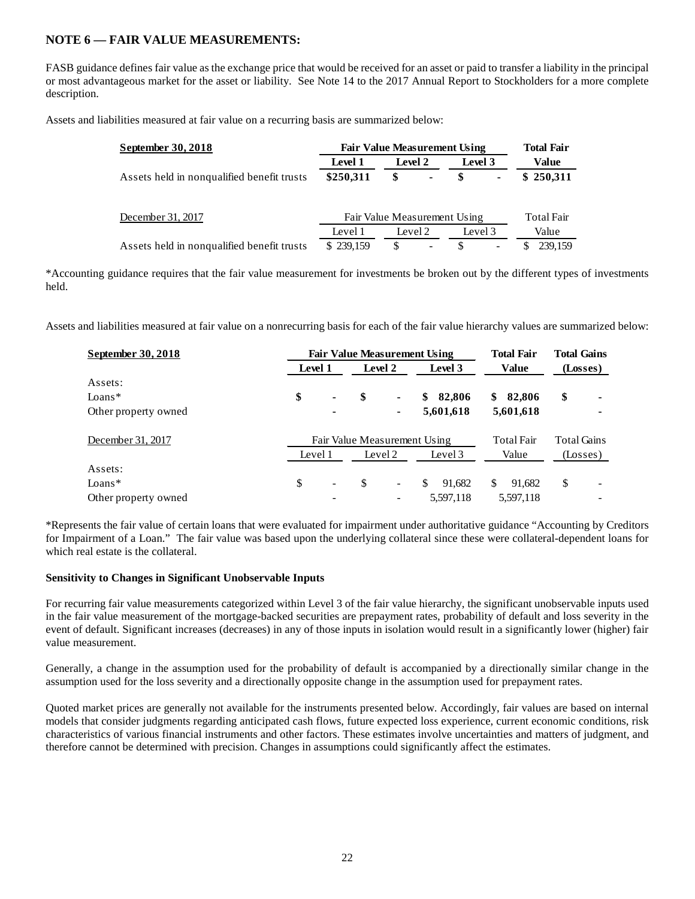## NOTE 6 — FAIR VALUE MEASUREMENTS:

FASB guidance defines fair value as the exchange price that would be received for an asset or paid to transfer a liability in the principal or most advantageous market for the asset or liability. See Note 14 to the 2017 Annual Report to Stockholders for a more complete description.

Assets and liabilities measured at fair value on a recurring basis are summarized below:

| **September 30, 2018** | **Fair Value Measurement Using** | | | **Total Fair** |
|---|---|---|---|---|
| | **Level 1** | **Level 2** | **Level 3** | **Value** |
| Assets held in nonqualified benefit trusts | **$250,311** | **$ -** | **$ -** | **$ 250,311** |
| | | | | |
| December 31, 2017 | Fair Value Measurement Using | | | Total Fair |
| | Level 1 | Level 2 | Level 3 | Value |
| Assets held in nonqualified benefit trusts | $ 239,159 | $ - | $ - | $ 239,159 |

*Accounting guidance requires that the fair value measurement for investments be broken out by the different types of investments held.

Assets and liabilities measured at fair value on a nonrecurring basis for each of the fair value hierarchy values are summarized below:

| **September 30, 2018** | **Fair Value Measurement Using** | | | **Total Fair** | **Total Gains** |
|---|---|---|---|---|---|
| | **Level 1** | **Level 2** | **Level 3** | **Value** | **(Losses)** |
| Assets: | | | | | |
| Loans* | **$ -** | **$ -** | **$ 82,806** | **$ 82,806** | **$ -** |
| Other property owned | **-** | **-** | **5,601,618** | **5,601,618** | **-** |
| | | | | | |
| December 31, 2017 | Fair Value Measurement Using | | | Total Fair | Total Gains |
| | Level 1 | Level 2 | Level 3 | Value | (Losses) |
| Assets: | | | | | |
| Loans* | $ - | $ - | $ 91,682 | $ 91,682 | $ - |
| Other property owned | - | - | 5,597,118 | 5,597,118 | - |

*Represents the fair value of certain loans that were evaluated for impairment under authoritative guidance "Accounting by Creditors for Impairment of a Loan." The fair value was based upon the underlying collateral since these were collateral-dependent loans for which real estate is the collateral.

**Sensitivity to Changes in Significant Unobservable Inputs**

For recurring fair value measurements categorized within Level 3 of the fair value hierarchy, the significant unobservable inputs used in the fair value measurement of the mortgage-backed securities are prepayment rates, probability of default and loss severity in the event of default. Significant increases (decreases) in any of those inputs in isolation would result in a significantly lower (higher) fair value measurement.

Generally, a change in the assumption used for the probability of default is accompanied by a directionally similar change in the assumption used for the loss severity and a directionally opposite change in the assumption used for prepayment rates.

Quoted market prices are generally not available for the instruments presented below. Accordingly, fair values are based on internal models that consider judgments regarding anticipated cash flows, future expected loss experience, current economic conditions, risk characteristics of various financial instruments and other factors. These estimates involve uncertainties and matters of judgment, and therefore cannot be determined with precision. Changes in assumptions could significantly affect the estimates.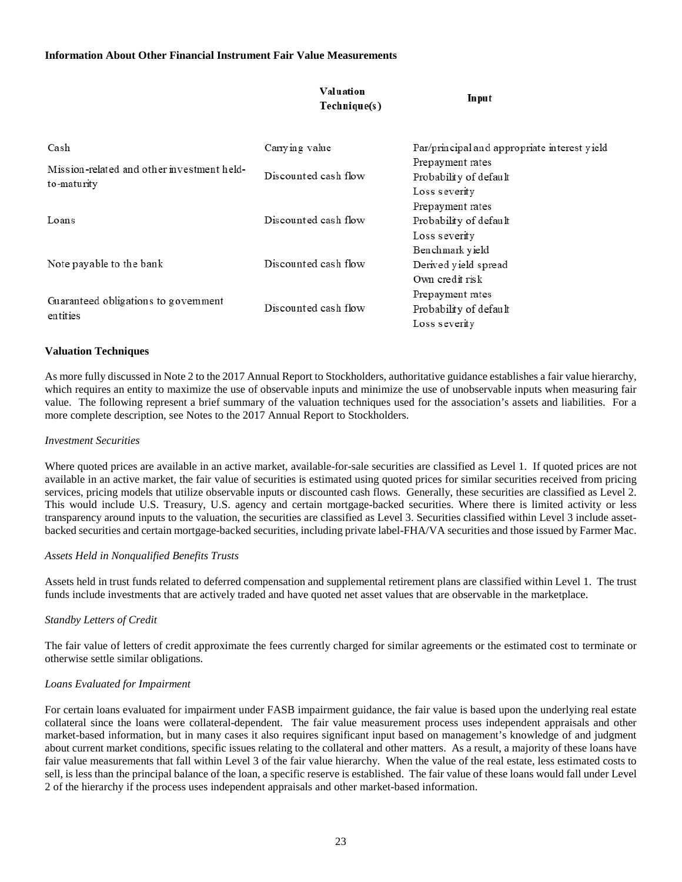**Information About Other Financial Instrument Fair Value Measurements**

| | Valuation Technique(s) | Input |
|---|---|---|
| Cash | Carrying value | Par/principal and appropriate interest yield |
| Mission-related and other investment held-to-maturity | Discounted cash flow | Prepayment rates<br>Probability of default<br>Loss severity |
| Loans | Discounted cash flow | Prepayment rates<br>Probability of default<br>Loss severity |
| Note payable to the bank | Discounted cash flow | Benchmark yield<br>Derived yield spread<br>Own credit risk |
| Guaranteed obligations to government entities | Discounted cash flow | Prepayment rates<br>Probability of default<br>Loss severity |

**Valuation Techniques**

As more fully discussed in Note 2 to the 2017 Annual Report to Stockholders, authoritative guidance establishes a fair value hierarchy, which requires an entity to maximize the use of observable inputs and minimize the use of unobservable inputs when measuring fair value. The following represent a brief summary of the valuation techniques used for the association's assets and liabilities. For a more complete description, see Notes to the 2017 Annual Report to Stockholders.

*Investment Securities*

Where quoted prices are available in an active market, available-for-sale securities are classified as Level 1. If quoted prices are not available in an active market, the fair value of securities is estimated using quoted prices for similar securities received from pricing services, pricing models that utilize observable inputs or discounted cash flows. Generally, these securities are classified as Level 2. This would include U.S. Treasury, U.S. agency and certain mortgage-backed securities. Where there is limited activity or less transparency around inputs to the valuation, the securities are classified as Level 3. Securities classified within Level 3 include asset-backed securities and certain mortgage-backed securities, including private label-FHA/VA securities and those issued by Farmer Mac.

*Assets Held in Nonqualified Benefits Trusts*

Assets held in trust funds related to deferred compensation and supplemental retirement plans are classified within Level 1. The trust funds include investments that are actively traded and have quoted net asset values that are observable in the marketplace.

*Standby Letters of Credit*

The fair value of letters of credit approximate the fees currently charged for similar agreements or the estimated cost to terminate or otherwise settle similar obligations.

*Loans Evaluated for Impairment*

For certain loans evaluated for impairment under FASB impairment guidance, the fair value is based upon the underlying real estate collateral since the loans were collateral-dependent. The fair value measurement process uses independent appraisals and other market-based information, but in many cases it also requires significant input based on management's knowledge of and judgment about current market conditions, specific issues relating to the collateral and other matters. As a result, a majority of these loans have fair value measurements that fall within Level 3 of the fair value hierarchy. When the value of the real estate, less estimated costs to sell, is less than the principal balance of the loan, a specific reserve is established. The fair value of these loans would fall under Level 2 of the hierarchy if the process uses independent appraisals and other market-based information.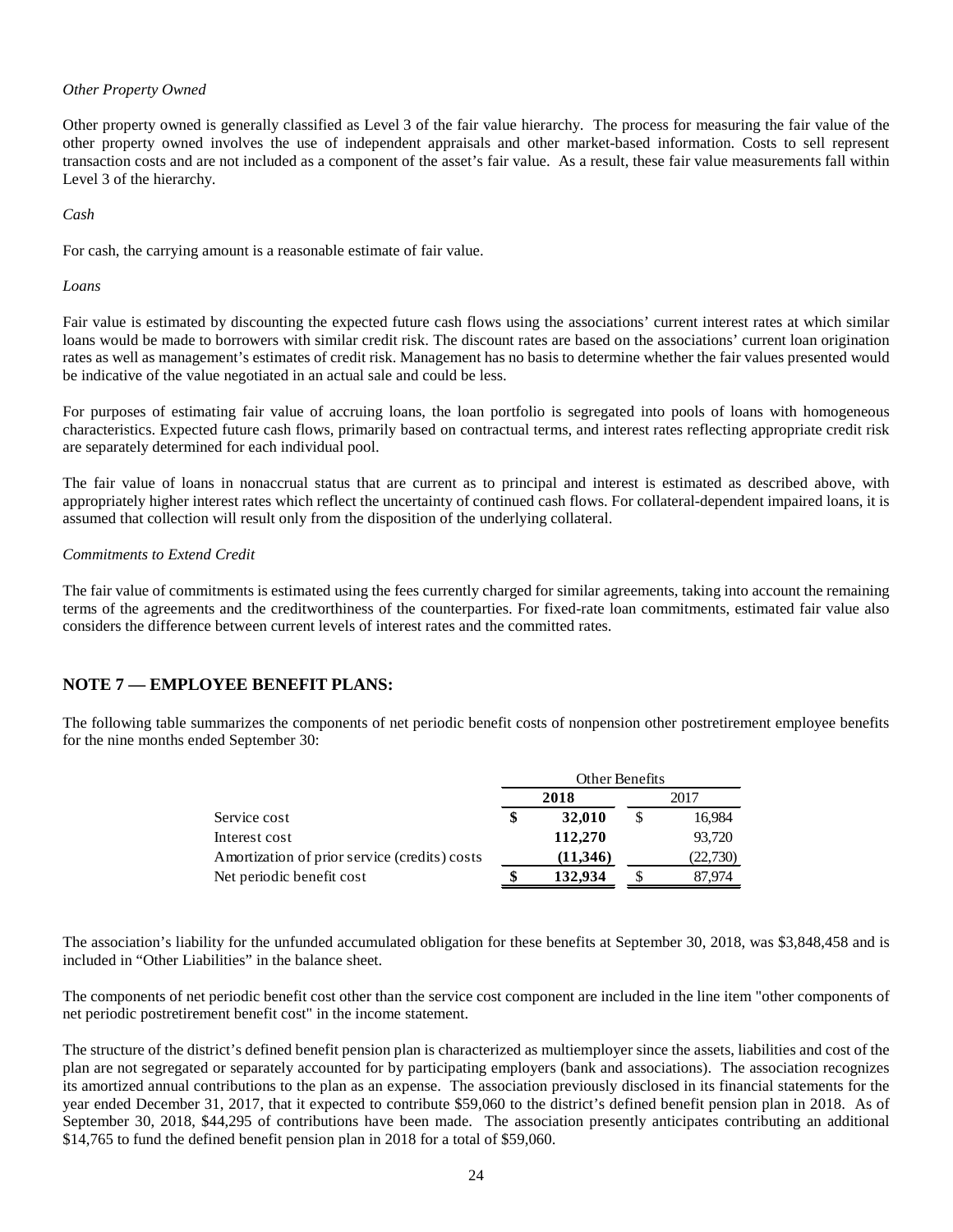*Other Property Owned*

Other property owned is generally classified as Level 3 of the fair value hierarchy. The process for measuring the fair value of the other property owned involves the use of independent appraisals and other market-based information. Costs to sell represent transaction costs and are not included as a component of the asset's fair value. As a result, these fair value measurements fall within Level 3 of the hierarchy.

*Cash*

For cash, the carrying amount is a reasonable estimate of fair value.

*Loans*

Fair value is estimated by discounting the expected future cash flows using the associations' current interest rates at which similar loans would be made to borrowers with similar credit risk. The discount rates are based on the associations' current loan origination rates as well as management's estimates of credit risk. Management has no basis to determine whether the fair values presented would be indicative of the value negotiated in an actual sale and could be less.

For purposes of estimating fair value of accruing loans, the loan portfolio is segregated into pools of loans with homogeneous characteristics. Expected future cash flows, primarily based on contractual terms, and interest rates reflecting appropriate credit risk are separately determined for each individual pool.

The fair value of loans in nonaccrual status that are current as to principal and interest is estimated as described above, with appropriately higher interest rates which reflect the uncertainty of continued cash flows. For collateral-dependent impaired loans, it is assumed that collection will result only from the disposition of the underlying collateral.

*Commitments to Extend Credit*

The fair value of commitments is estimated using the fees currently charged for similar agreements, taking into account the remaining terms of the agreements and the creditworthiness of the counterparties. For fixed-rate loan commitments, estimated fair value also considers the difference between current levels of interest rates and the committed rates.

## NOTE 7 — EMPLOYEE BENEFIT PLANS:

The following table summarizes the components of net periodic benefit costs of nonpension other postretirement employee benefits for the nine months ended September 30:

| | Other Benefits | |
|---|---|---|
| | **2018** | 2017 |
| Service cost | **$ 32,010** | $ 16,984 |
| Interest cost | **112,270** | 93,720 |
| Amortization of prior service (credits) costs | **(11,346)** | (22,730) |
| Net periodic benefit cost | **$ 132,934** | $ 87,974 |

The association's liability for the unfunded accumulated obligation for these benefits at September 30, 2018, was $3,848,458 and is included in "Other Liabilities" in the balance sheet.

The components of net periodic benefit cost other than the service cost component are included in the line item "other components of net periodic postretirement benefit cost" in the income statement.

The structure of the district's defined benefit pension plan is characterized as multiemployer since the assets, liabilities and cost of the plan are not segregated or separately accounted for by participating employers (bank and associations). The association recognizes its amortized annual contributions to the plan as an expense. The association previously disclosed in its financial statements for the year ended December 31, 2017, that it expected to contribute $59,060 to the district's defined benefit pension plan in 2018. As of September 30, 2018, $44,295 of contributions have been made. The association presently anticipates contributing an additional $14,765 to fund the defined benefit pension plan in 2018 for a total of $59,060.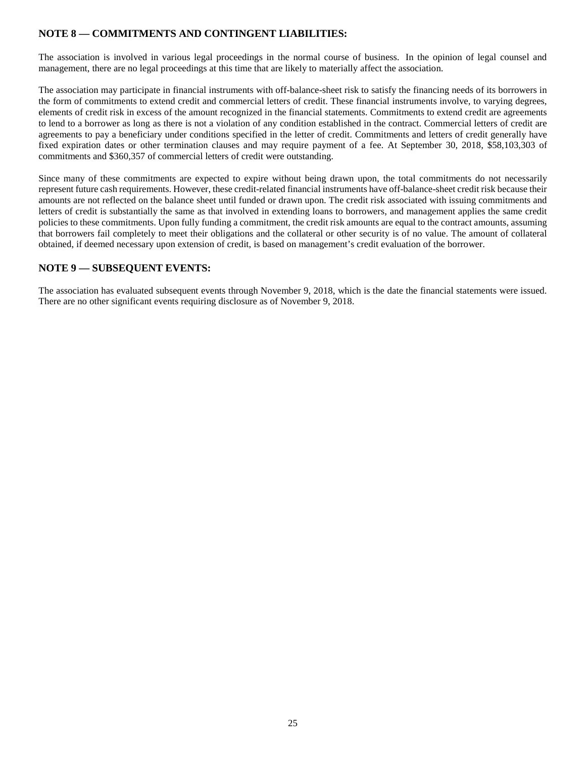## NOTE 8 — COMMITMENTS AND CONTINGENT LIABILITIES:

The association is involved in various legal proceedings in the normal course of business. In the opinion of legal counsel and management, there are no legal proceedings at this time that are likely to materially affect the association.

The association may participate in financial instruments with off-balance-sheet risk to satisfy the financing needs of its borrowers in the form of commitments to extend credit and commercial letters of credit. These financial instruments involve, to varying degrees, elements of credit risk in excess of the amount recognized in the financial statements. Commitments to extend credit are agreements to lend to a borrower as long as there is not a violation of any condition established in the contract. Commercial letters of credit are agreements to pay a beneficiary under conditions specified in the letter of credit. Commitments and letters of credit generally have fixed expiration dates or other termination clauses and may require payment of a fee. At September 30, 2018, $58,103,303 of commitments and $360,357 of commercial letters of credit were outstanding.

Since many of these commitments are expected to expire without being drawn upon, the total commitments do not necessarily represent future cash requirements. However, these credit-related financial instruments have off-balance-sheet credit risk because their amounts are not reflected on the balance sheet until funded or drawn upon. The credit risk associated with issuing commitments and letters of credit is substantially the same as that involved in extending loans to borrowers, and management applies the same credit policies to these commitments. Upon fully funding a commitment, the credit risk amounts are equal to the contract amounts, assuming that borrowers fail completely to meet their obligations and the collateral or other security is of no value. The amount of collateral obtained, if deemed necessary upon extension of credit, is based on management's credit evaluation of the borrower.

## NOTE 9 — SUBSEQUENT EVENTS:

The association has evaluated subsequent events through November 9, 2018, which is the date the financial statements were issued. There are no other significant events requiring disclosure as of November 9, 2018.